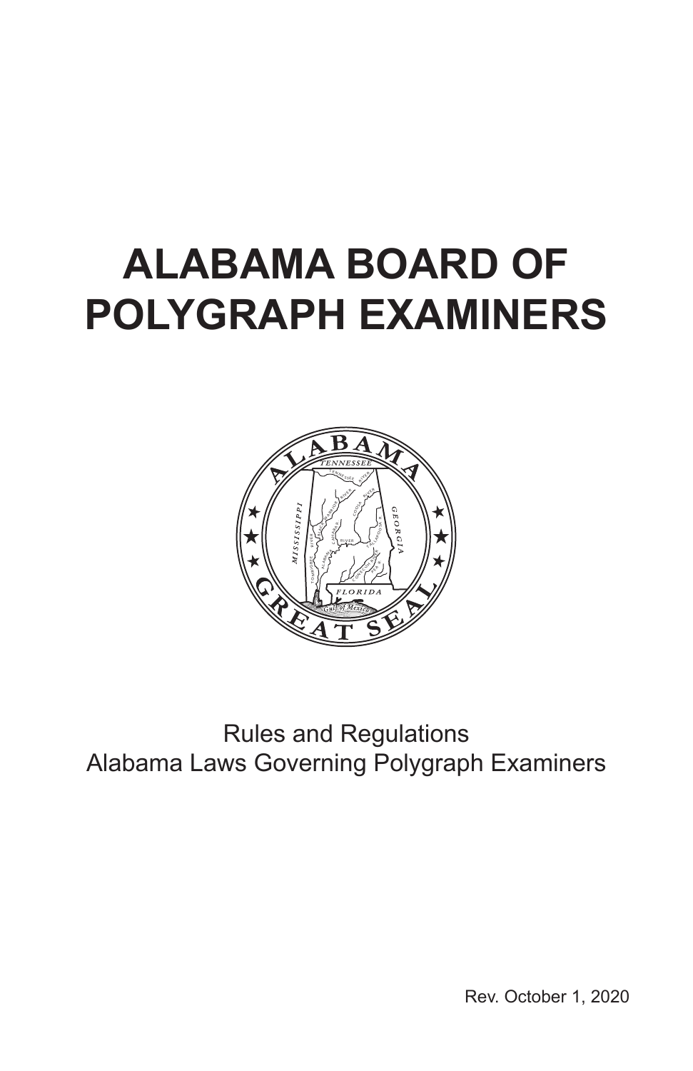# ALABAMA BOARD OF POLYGRAPH EXAMINERS

Rules and Regulations
Alabama Laws Governing Polygraph Examiners

Rev. October 1, 2020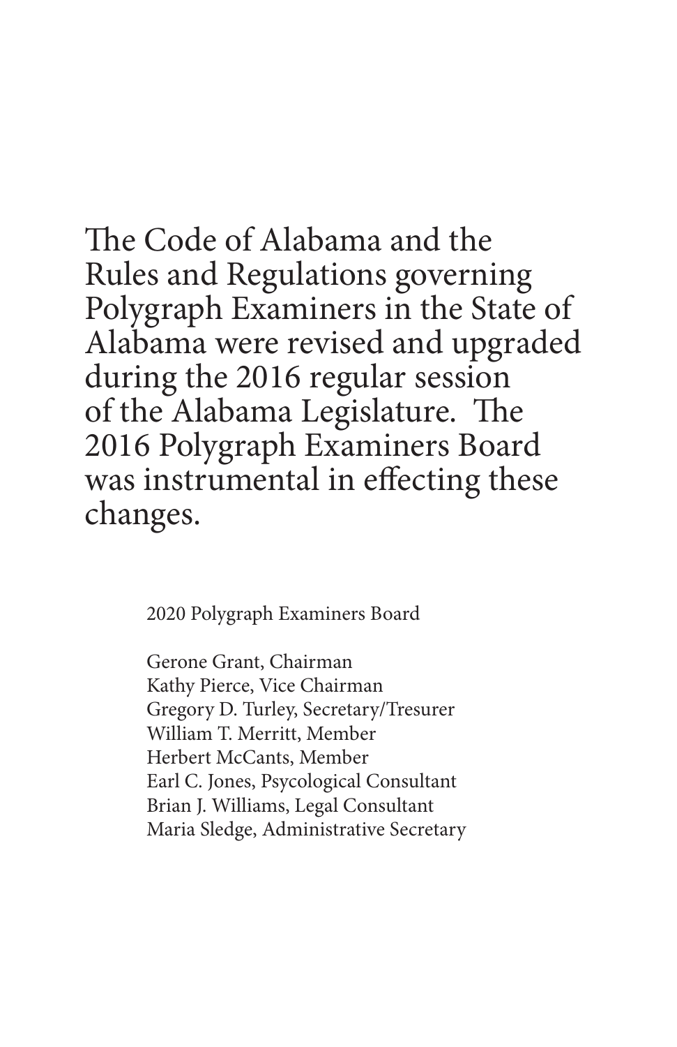The Code of Alabama and the Rules and Regulations governing Polygraph Examiners in the State of Alabama were revised and upgraded during the 2016 regular session of the Alabama Legislature. The 2016 Polygraph Examiners Board was instrumental in effecting these changes.

2020 Polygraph Examiners Board

Gerone Grant, Chairman
Kathy Pierce, Vice Chairman
Gregory D. Turley, Secretary/Tresurer
William T. Merritt, Member
Herbert McCants, Member
Earl C. Jones, Psycological Consultant
Brian J. Williams, Legal Consultant
Maria Sledge, Administrative Secretary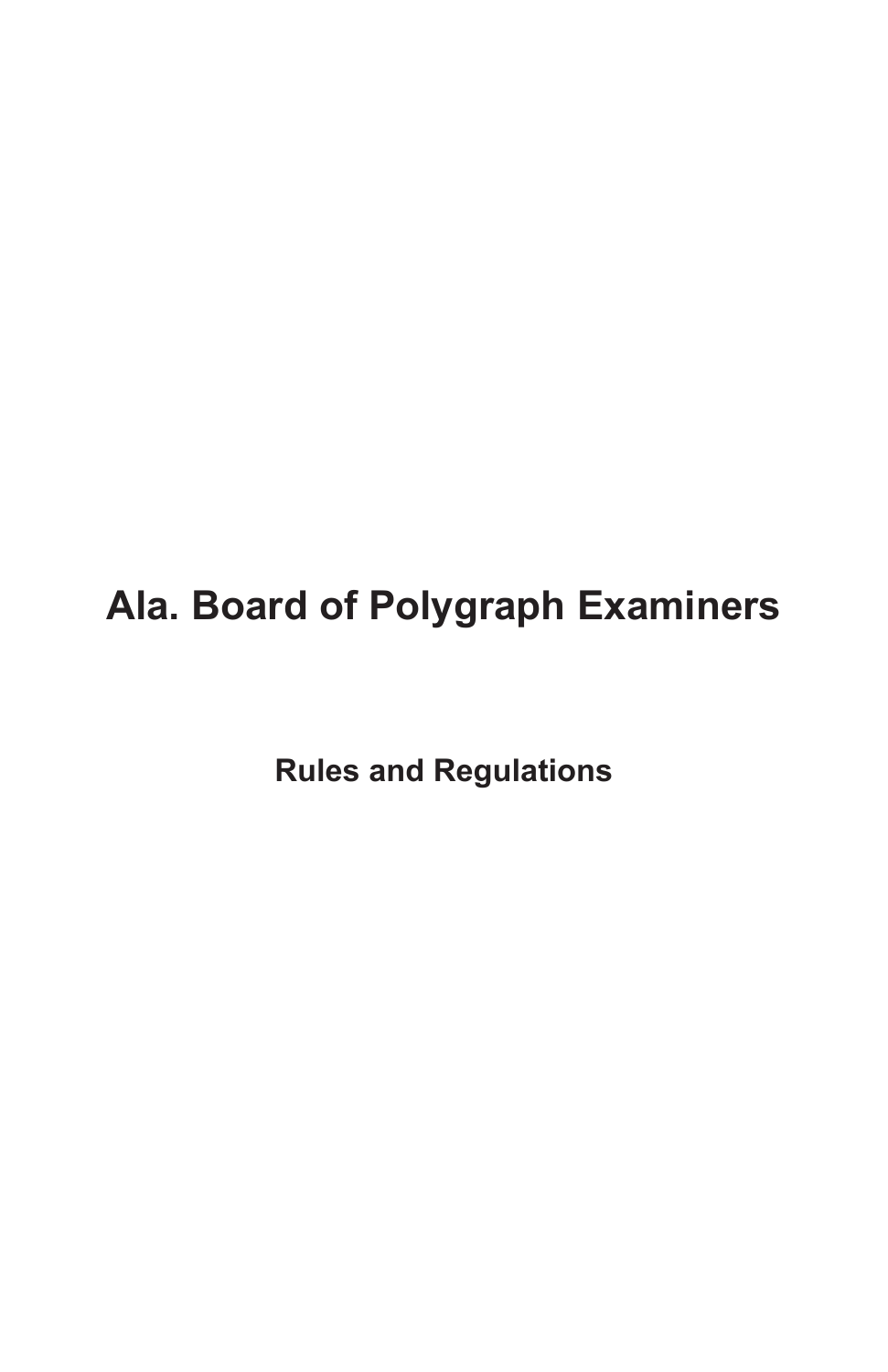# Ala. Board of Polygraph Examiners

## Rules and Regulations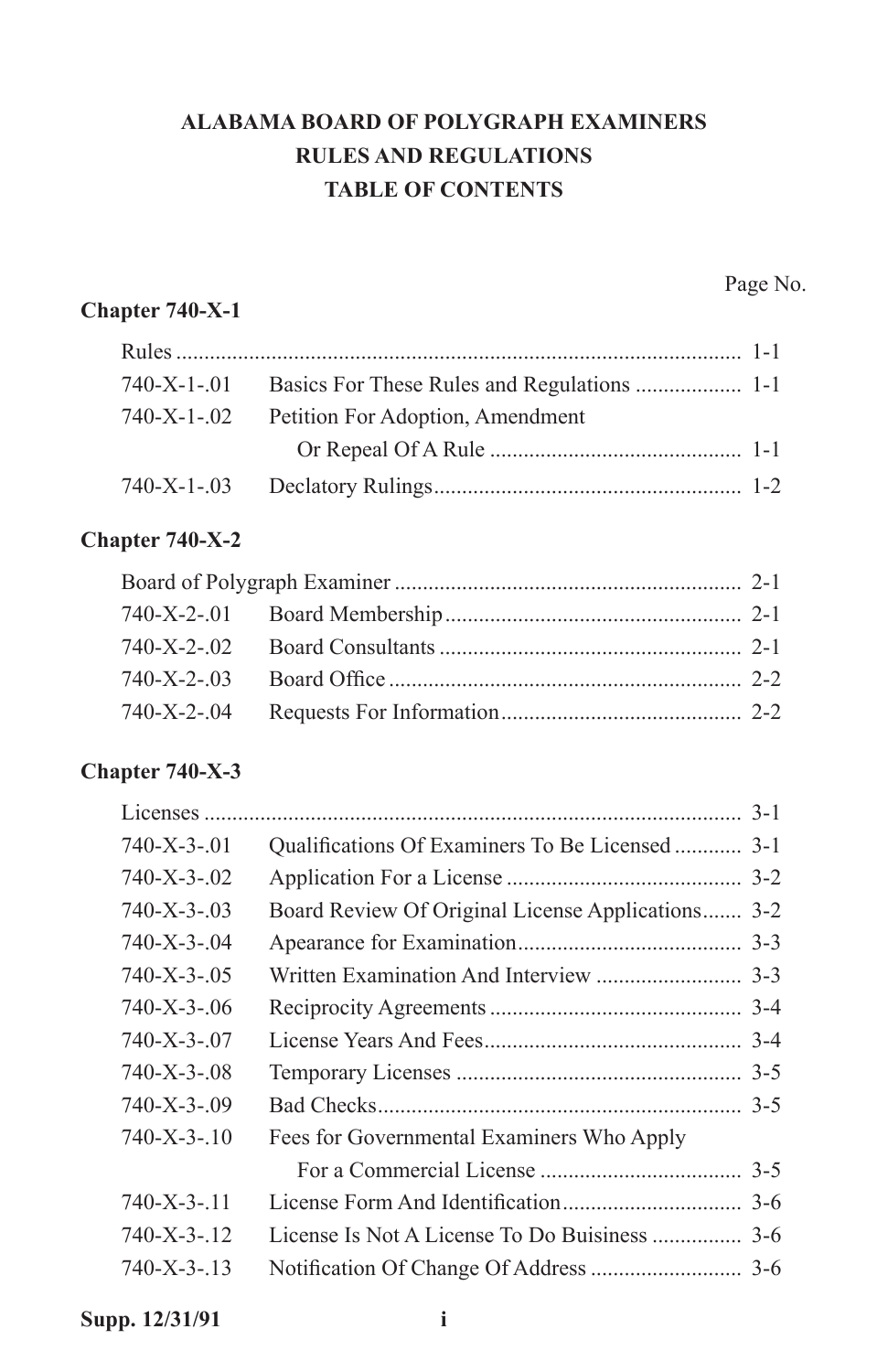**ALABAMA BOARD OF POLYGRAPH EXAMINERS**
**RULES AND REGULATIONS**
**TABLE OF CONTENTS**

Page No.

**Chapter 740-X-1**

| | | |
|---|---|---|
| Rules | | 1-1 |
| 740-X-1-.01 | Basics For These Rules and Regulations | 1-1 |
| 740-X-1-.02 | Petition For Adoption, Amendment Or Repeal Of A Rule | 1-1 |
| 740-X-1-.03 | Declatory Rulings | 1-2 |

**Chapter 740-X-2**

| | | |
|---|---|---|
| Board of Polygraph Examiner | | 2-1 |
| 740-X-2-.01 | Board Membership | 2-1 |
| 740-X-2-.02 | Board Consultants | 2-1 |
| 740-X-2-.03 | Board Office | 2-2 |
| 740-X-2-.04 | Requests For Information | 2-2 |

**Chapter 740-X-3**

| | | |
|---|---|---|
| Licenses | | 3-1 |
| 740-X-3-.01 | Qualifications Of Examiners To Be Licensed | 3-1 |
| 740-X-3-.02 | Application For a License | 3-2 |
| 740-X-3-.03 | Board Review Of Original License Applications | 3-2 |
| 740-X-3-.04 | Apearance for Examination | 3-3 |
| 740-X-3-.05 | Written Examination And Interview | 3-3 |
| 740-X-3-.06 | Reciprocity Agreements | 3-4 |
| 740-X-3-.07 | License Years And Fees | 3-4 |
| 740-X-3-.08 | Temporary Licenses | 3-5 |
| 740-X-3-.09 | Bad Checks | 3-5 |
| 740-X-3-.10 | Fees for Governmental Examiners Who Apply For a Commercial License | 3-5 |
| 740-X-3-.11 | License Form And Identification | 3-6 |
| 740-X-3-.12 | License Is Not A License To Do Buisiness | 3-6 |
| 740-X-3-.13 | Notification Of Change Of Address | 3-6 |

Supp. 12/31/91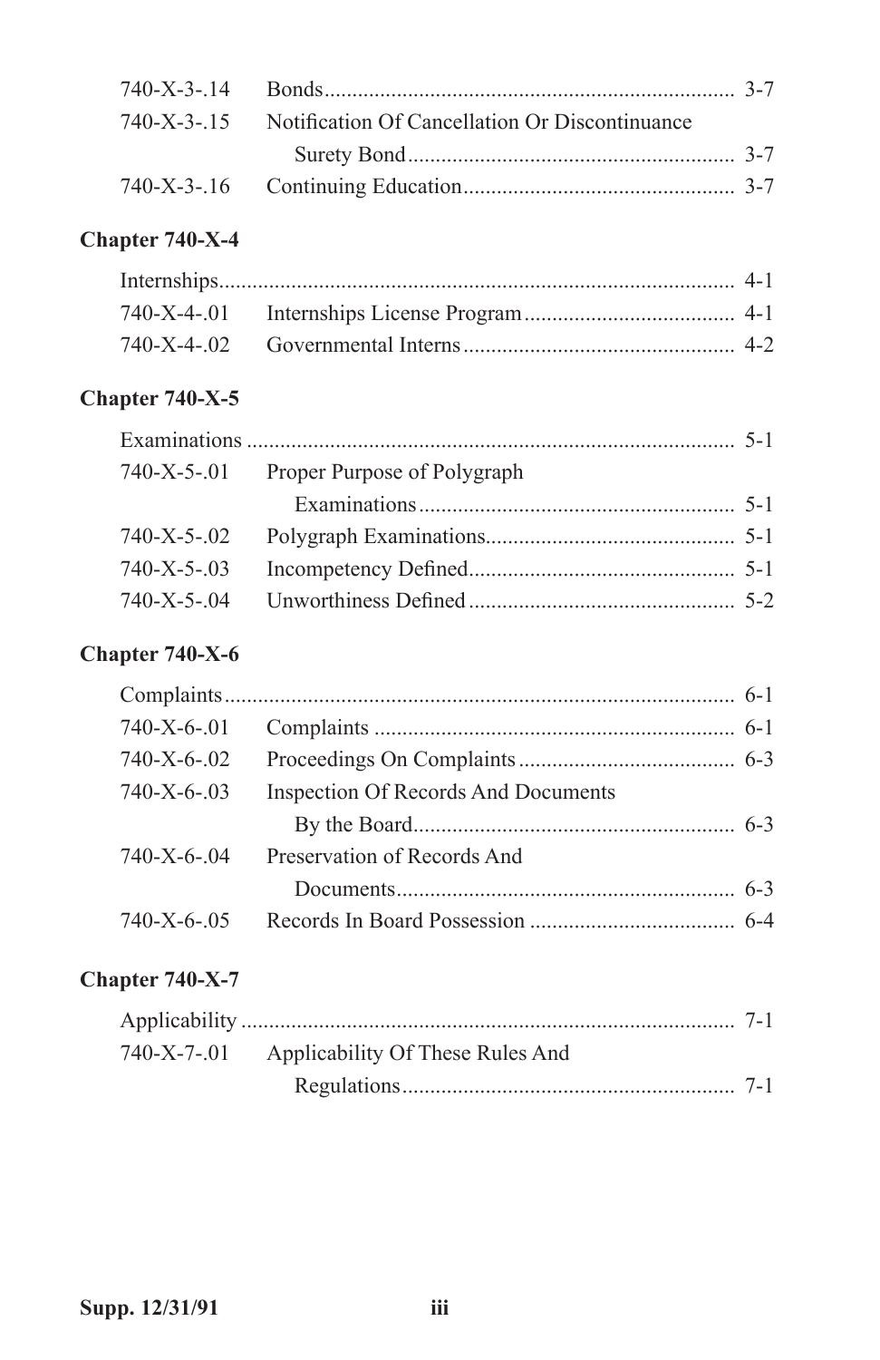| | | |
|---|---|---|
| 740-X-3-.14 | Bonds | 3-7 |
| 740-X-3-.15 | Notification Of Cancellation Or Discontinuance Surety Bond | 3-7 |
| 740-X-3-.16 | Continuing Education | 3-7 |

**Chapter 740-X-4**

| | | |
|---|---|---|
| Internships | | 4-1 |
| 740-X-4-.01 | Internships License Program | 4-1 |
| 740-X-4-.02 | Governmental Interns | 4-2 |

**Chapter 740-X-5**

| | | |
|---|---|---|
| Examinations | | 5-1 |
| 740-X-5-.01 | Proper Purpose of Polygraph Examinations | 5-1 |
| 740-X-5-.02 | Polygraph Examinations | 5-1 |
| 740-X-5-.03 | Incompetency Defined | 5-1 |
| 740-X-5-.04 | Unworthiness Defined | 5-2 |

**Chapter 740-X-6**

| | | |
|---|---|---|
| Complaints | | 6-1 |
| 740-X-6-.01 | Complaints | 6-1 |
| 740-X-6-.02 | Proceedings On Complaints | 6-3 |
| 740-X-6-.03 | Inspection Of Records And Documents By the Board | 6-3 |
| 740-X-6-.04 | Preservation of Records And Documents | 6-3 |
| 740-X-6-.05 | Records In Board Possession | 6-4 |

**Chapter 740-X-7**

| | | |
|---|---|---|
| Applicability | | 7-1 |
| 740-X-7-.01 | Applicability Of These Rules And Regulations | 7-1 |

Supp. 12/31/91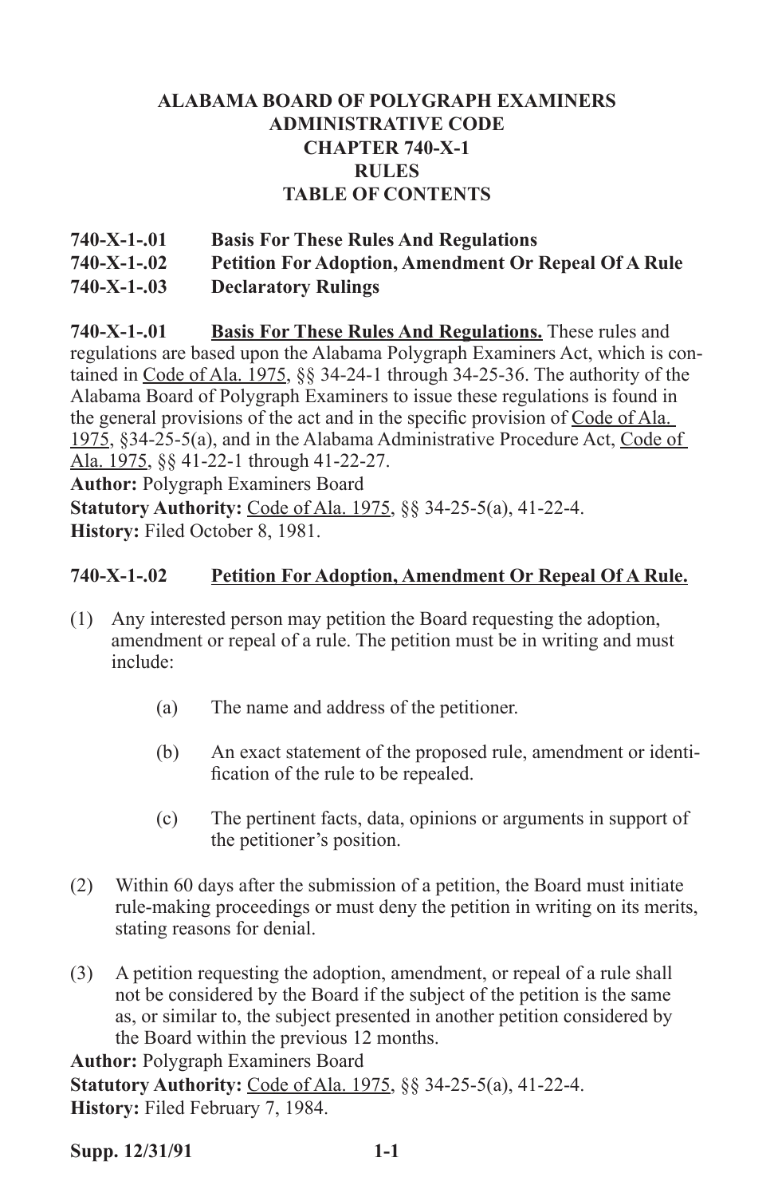**ALABAMA BOARD OF POLYGRAPH EXAMINERS**
**ADMINISTRATIVE CODE**
**CHAPTER 740-X-1**
**RULES**
**TABLE OF CONTENTS**

**740-X-1-.01 Basis For These Rules And Regulations**
**740-X-1-.02 Petition For Adoption, Amendment Or Repeal Of A Rule**
**740-X-1-.03 Declaratory Rulings**

**740-X-1-.01** **Basis For These Rules And Regulations.** These rules and regulations are based upon the Alabama Polygraph Examiners Act, which is contained in Code of Ala. 1975, §§ 34-24-1 through 34-25-36. The authority of the Alabama Board of Polygraph Examiners to issue these regulations is found in the general provisions of the act and in the specific provision of Code of Ala. 1975, §34-25-5(a), and in the Alabama Administrative Procedure Act, Code of Ala. 1975, §§ 41-22-1 through 41-22-27.
**Author:** Polygraph Examiners Board
**Statutory Authority:** Code of Ala. 1975, §§ 34-25-5(a), 41-22-4.
**History:** Filed October 8, 1981.

**740-X-1-.02** **Petition For Adoption, Amendment Or Repeal Of A Rule.**

(1) Any interested person may petition the Board requesting the adoption, amendment or repeal of a rule. The petition must be in writing and must include:

(a) The name and address of the petitioner.

(b) An exact statement of the proposed rule, amendment or identification of the rule to be repealed.

(c) The pertinent facts, data, opinions or arguments in support of the petitioner's position.

(2) Within 60 days after the submission of a petition, the Board must initiate rule-making proceedings or must deny the petition in writing on its merits, stating reasons for denial.

(3) A petition requesting the adoption, amendment, or repeal of a rule shall not be considered by the Board if the subject of the petition is the same as, or similar to, the subject presented in another petition considered by the Board within the previous 12 months.

**Author:** Polygraph Examiners Board
**Statutory Authority:** Code of Ala. 1975, §§ 34-25-5(a), 41-22-4.
**History:** Filed February 7, 1984.

**Supp. 12/31/91**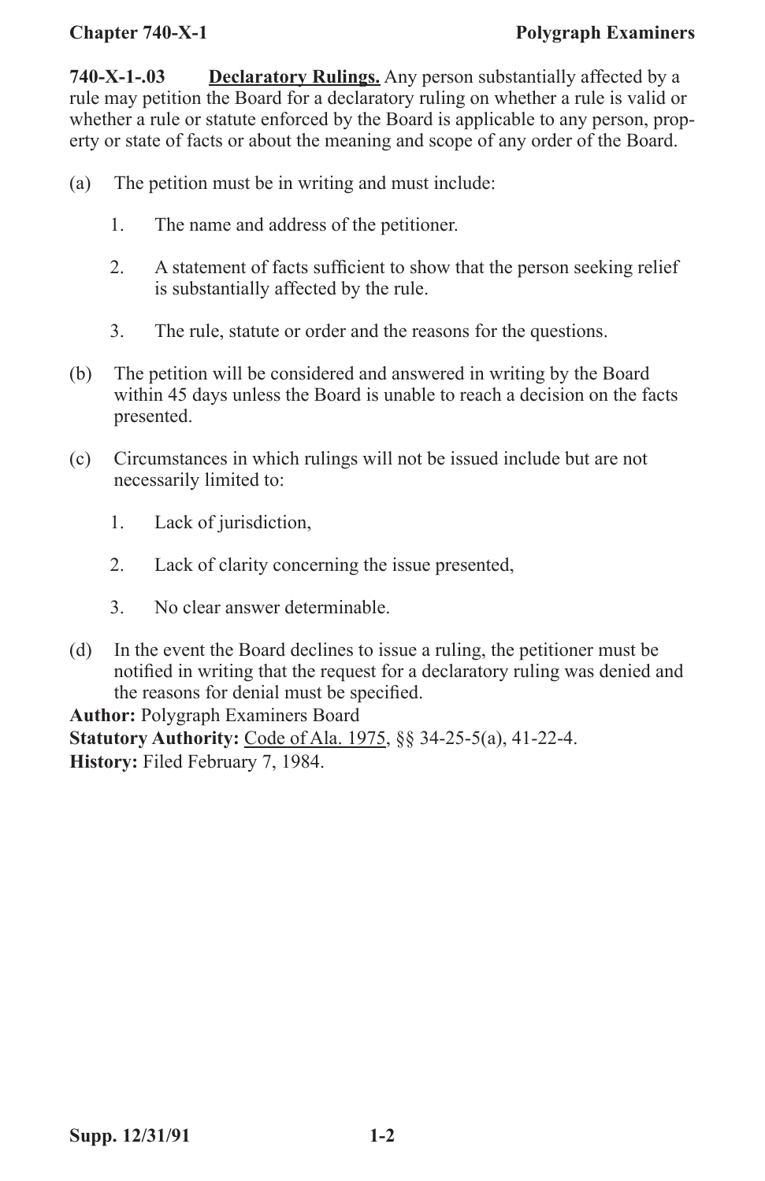**740-X-1-.03** **Declaratory Rulings.** Any person substantially affected by a rule may petition the Board for a declaratory ruling on whether a rule is valid or whether a rule or statute enforced by the Board is applicable to any person, property or state of facts or about the meaning and scope of any order of the Board.

(a) The petition must be in writing and must include:

1. The name and address of the petitioner.

2. A statement of facts sufficient to show that the person seeking relief is substantially affected by the rule.

3. The rule, statute or order and the reasons for the questions.

(b) The petition will be considered and answered in writing by the Board within 45 days unless the Board is unable to reach a decision on the facts presented.

(c) Circumstances in which rulings will not be issued include but are not necessarily limited to:

1. Lack of jurisdiction,

2. Lack of clarity concerning the issue presented,

3. No clear answer determinable.

(d) In the event the Board declines to issue a ruling, the petitioner must be notified in writing that the request for a declaratory ruling was denied and the reasons for denial must be specified.

**Author:** Polygraph Examiners Board
**Statutory Authority:** Code of Ala. 1975, §§ 34-25-5(a), 41-22-4.
**History:** Filed February 7, 1984.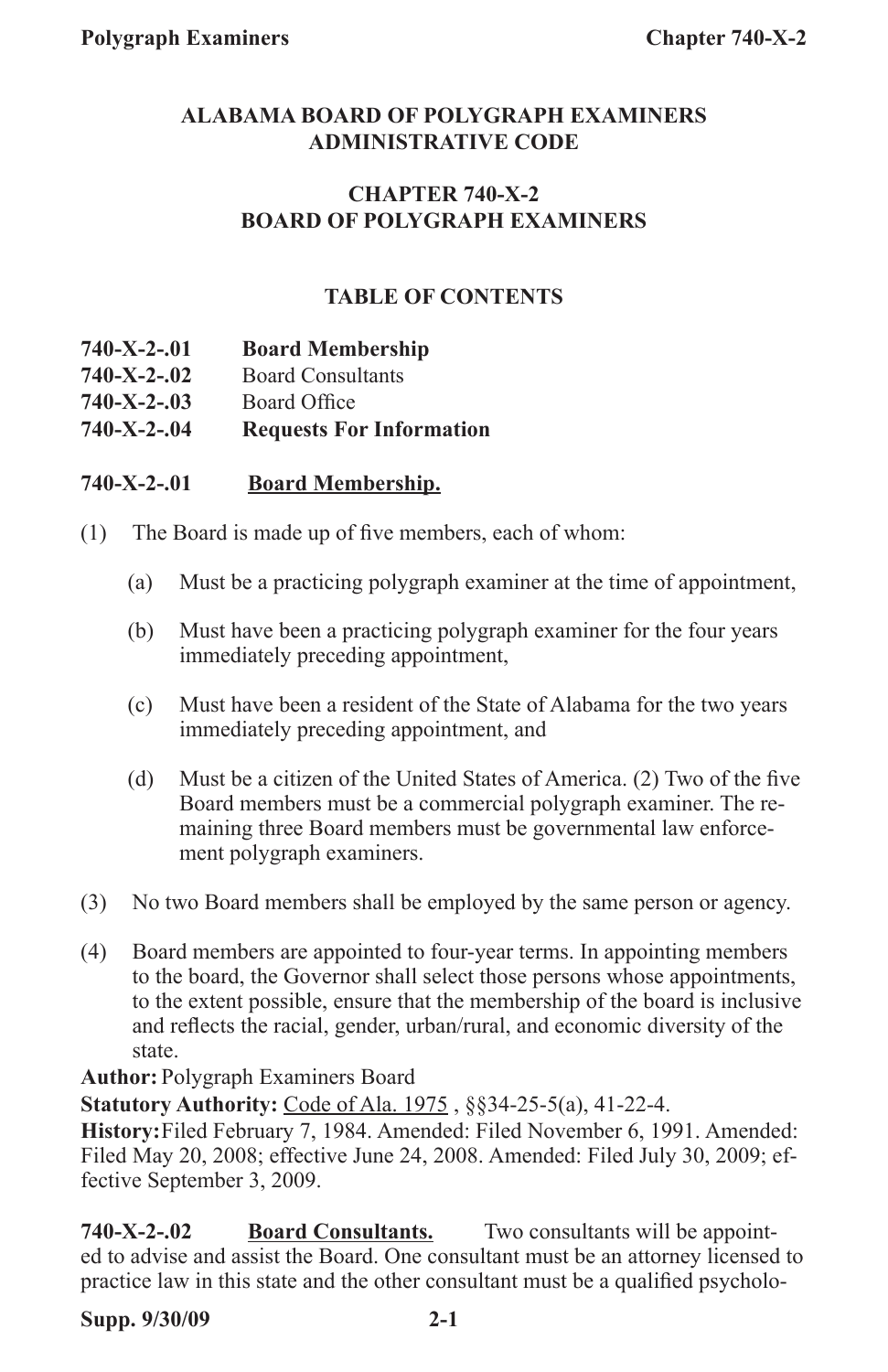# ALABAMA BOARD OF POLYGRAPH EXAMINERS ADMINISTRATIVE CODE

## CHAPTER 740-X-2 BOARD OF POLYGRAPH EXAMINERS

### TABLE OF CONTENTS

**740-X-2-.01** **Board Membership**
**740-X-2-.02** Board Consultants
**740-X-2-.03** Board Office
**740-X-2-.04** **Requests For Information**

**740-X-2-.01** **Board Membership.**

(1) The Board is made up of five members, each of whom:

(a) Must be a practicing polygraph examiner at the time of appointment,

(b) Must have been a practicing polygraph examiner for the four years immediately preceding appointment,

(c) Must have been a resident of the State of Alabama for the two years immediately preceding appointment, and

(d) Must be a citizen of the United States of America. (2) Two of the five Board members must be a commercial polygraph examiner. The remaining three Board members must be governmental law enforcement polygraph examiners.

(3) No two Board members shall be employed by the same person or agency.

(4) Board members are appointed to four-year terms. In appointing members to the board, the Governor shall select those persons whose appointments, to the extent possible, ensure that the membership of the board is inclusive and reflects the racial, gender, urban/rural, and economic diversity of the state.

**Author:** Polygraph Examiners Board
**Statutory Authority:** Code of Ala. 1975 , §§34-25-5(a), 41-22-4.
**History:** Filed February 7, 1984. Amended: Filed November 6, 1991. Amended: Filed May 20, 2008; effective June 24, 2008. Amended: Filed July 30, 2009; effective September 3, 2009.

**740-X-2-.02** **Board Consultants.** Two consultants will be appointed to advise and assist the Board. One consultant must be an attorney licensed to practice law in this state and the other consultant must be a qualified psycholo-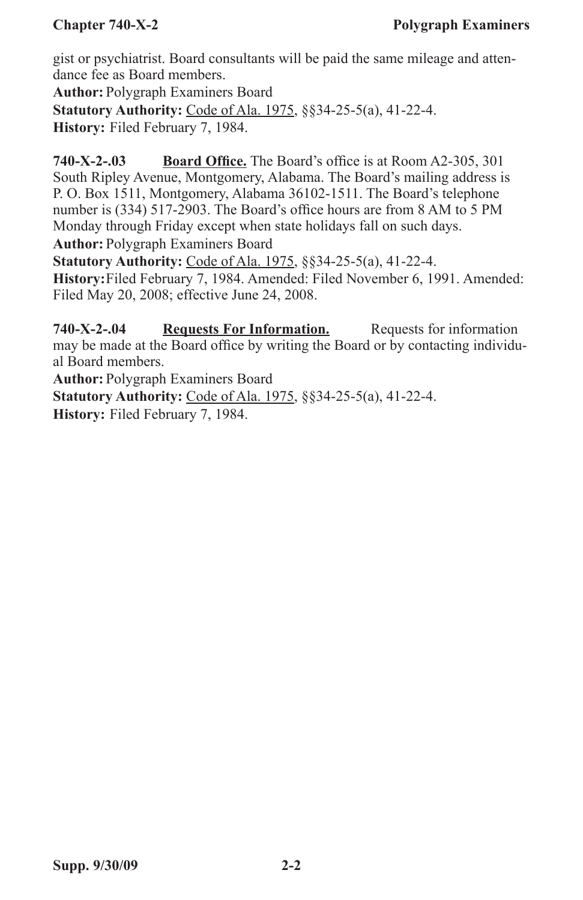gist or psychiatrist. Board consultants will be paid the same mileage and attendance fee as Board members.

**Author:** Polygraph Examiners Board

**Statutory Authority:** Code of Ala. 1975, §§34-25-5(a), 41-22-4.

**History:** Filed February 7, 1984.

**740-X-2-.03 Board Office.** The Board's office is at Room A2-305, 301 South Ripley Avenue, Montgomery, Alabama. The Board's mailing address is P. O. Box 1511, Montgomery, Alabama 36102-1511. The Board's telephone number is (334) 517-2903. The Board's office hours are from 8 AM to 5 PM Monday through Friday except when state holidays fall on such days.

**Author:** Polygraph Examiners Board

**Statutory Authority:** Code of Ala. 1975, §§34-25-5(a), 41-22-4.

**History:** Filed February 7, 1984. Amended: Filed November 6, 1991. Amended: Filed May 20, 2008; effective June 24, 2008.

**740-X-2-.04 Requests For Information.** Requests for information may be made at the Board office by writing the Board or by contacting individual Board members.

**Author:** Polygraph Examiners Board

**Statutory Authority:** Code of Ala. 1975, §§34-25-5(a), 41-22-4.

**History:** Filed February 7, 1984.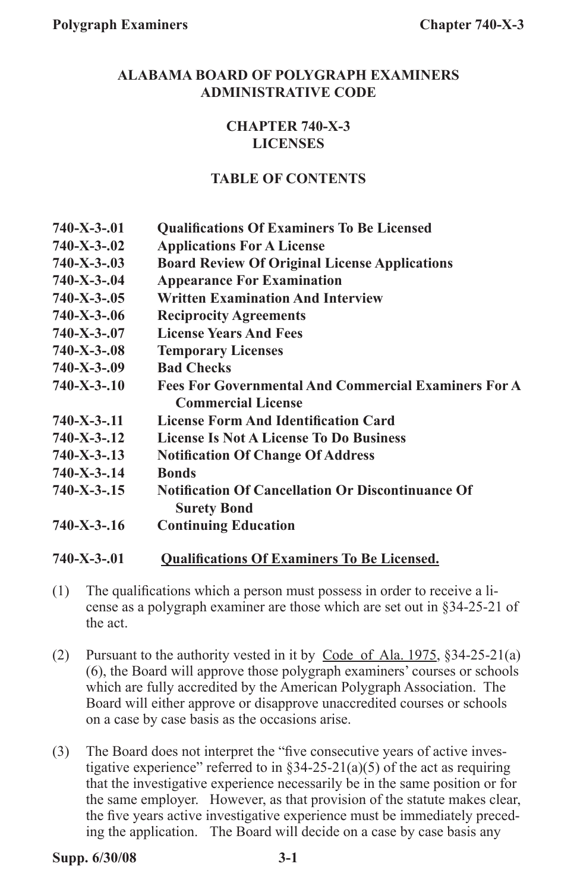**ALABAMA BOARD OF POLYGRAPH EXAMINERS**
**ADMINISTRATIVE CODE**

**CHAPTER 740-X-3**
**LICENSES**

**TABLE OF CONTENTS**

| | |
|---|---|
| **740-X-3-.01** | **Qualifications Of Examiners To Be Licensed** |
| **740-X-3-.02** | **Applications For A License** |
| **740-X-3-.03** | **Board Review Of Original License Applications** |
| **740-X-3-.04** | **Appearance For Examination** |
| **740-X-3-.05** | **Written Examination And Interview** |
| **740-X-3-.06** | **Reciprocity Agreements** |
| **740-X-3-.07** | **License Years And Fees** |
| **740-X-3-.08** | **Temporary Licenses** |
| **740-X-3-.09** | **Bad Checks** |
| **740-X-3-.10** | **Fees For Governmental And Commercial Examiners For A Commercial License** |
| **740-X-3-.11** | **License Form And Identification Card** |
| **740-X-3-.12** | **License Is Not A License To Do Business** |
| **740-X-3-.13** | **Notification Of Change Of Address** |
| **740-X-3-.14** | **Bonds** |
| **740-X-3-.15** | **Notification Of Cancellation Or Discontinuance Of Surety Bond** |
| **740-X-3-.16** | **Continuing Education** |

**740-X-3-.01 Qualifications Of Examiners To Be Licensed.**

(1) The qualifications which a person must possess in order to receive a license as a polygraph examiner are those which are set out in §34-25-21 of the act.

(2) Pursuant to the authority vested in it by Code of Ala. 1975, §34-25-21(a)(6), the Board will approve those polygraph examiners' courses or schools which are fully accredited by the American Polygraph Association. The Board will either approve or disapprove unaccredited courses or schools on a case by case basis as the occasions arise.

(3) The Board does not interpret the "five consecutive years of active investigative experience" referred to in §34-25-21(a)(5) of the act as requiring that the investigative experience necessarily be in the same position or for the same employer. However, as that provision of the statute makes clear, the five years active investigative experience must be immediately preceding the application. The Board will decide on a case by case basis any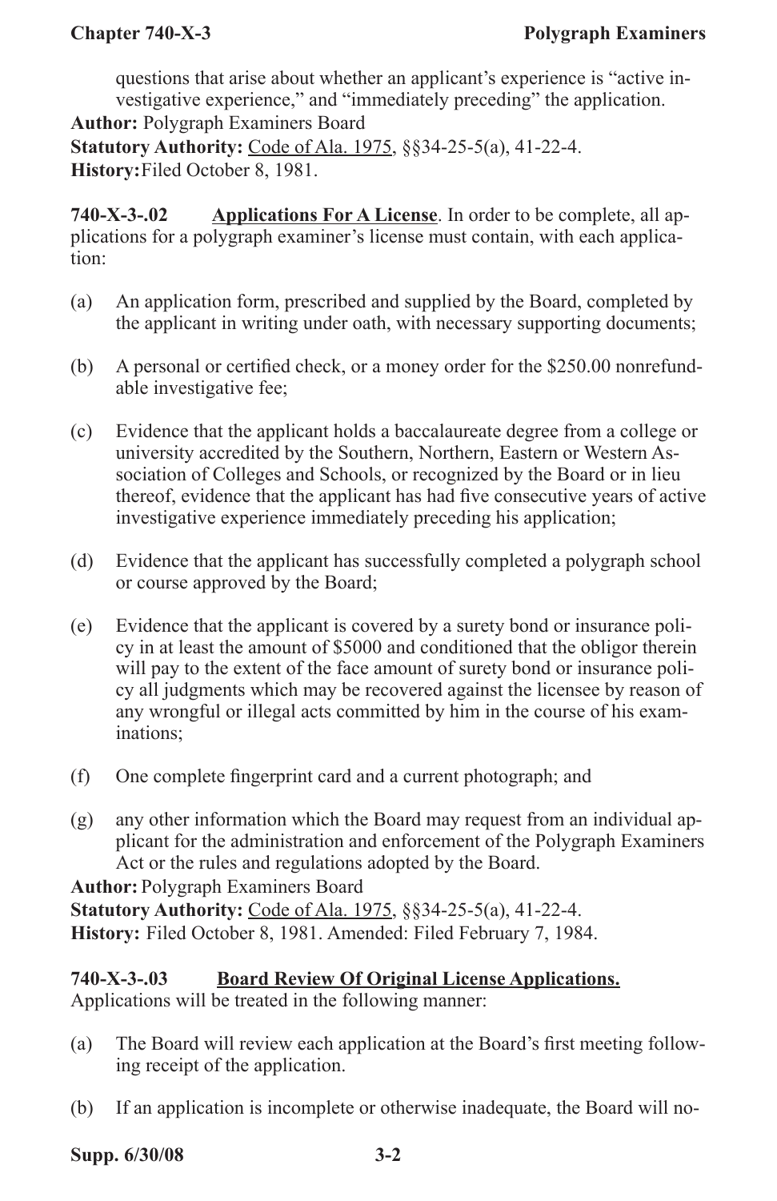questions that arise about whether an applicant's experience is "active investigative experience," and "immediately preceding" the application.

**Author:** Polygraph Examiners Board
**Statutory Authority:** Code of Ala. 1975, §§34-25-5(a), 41-22-4.
**History:** Filed October 8, 1981.

**740-X-3-.02** **Applications For A License**. In order to be complete, all applications for a polygraph examiner's license must contain, with each application:

(a) An application form, prescribed and supplied by the Board, completed by the applicant in writing under oath, with necessary supporting documents;

(b) A personal or certified check, or a money order for the $250.00 nonrefundable investigative fee;

(c) Evidence that the applicant holds a baccalaureate degree from a college or university accredited by the Southern, Northern, Eastern or Western Association of Colleges and Schools, or recognized by the Board or in lieu thereof, evidence that the applicant has had five consecutive years of active investigative experience immediately preceding his application;

(d) Evidence that the applicant has successfully completed a polygraph school or course approved by the Board;

(e) Evidence that the applicant is covered by a surety bond or insurance policy in at least the amount of $5000 and conditioned that the obligor therein will pay to the extent of the face amount of surety bond or insurance policy all judgments which may be recovered against the licensee by reason of any wrongful or illegal acts committed by him in the course of his examinations;

(f) One complete fingerprint card and a current photograph; and

(g) any other information which the Board may request from an individual applicant for the administration and enforcement of the Polygraph Examiners Act or the rules and regulations adopted by the Board.

**Author:** Polygraph Examiners Board
**Statutory Authority:** Code of Ala. 1975, §§34-25-5(a), 41-22-4.
**History:** Filed October 8, 1981. Amended: Filed February 7, 1984.

**740-X-3-.03** **Board Review Of Original License Applications.**
Applications will be treated in the following manner:

(a) The Board will review each application at the Board's first meeting following receipt of the application.

(b) If an application is incomplete or otherwise inadequate, the Board will no-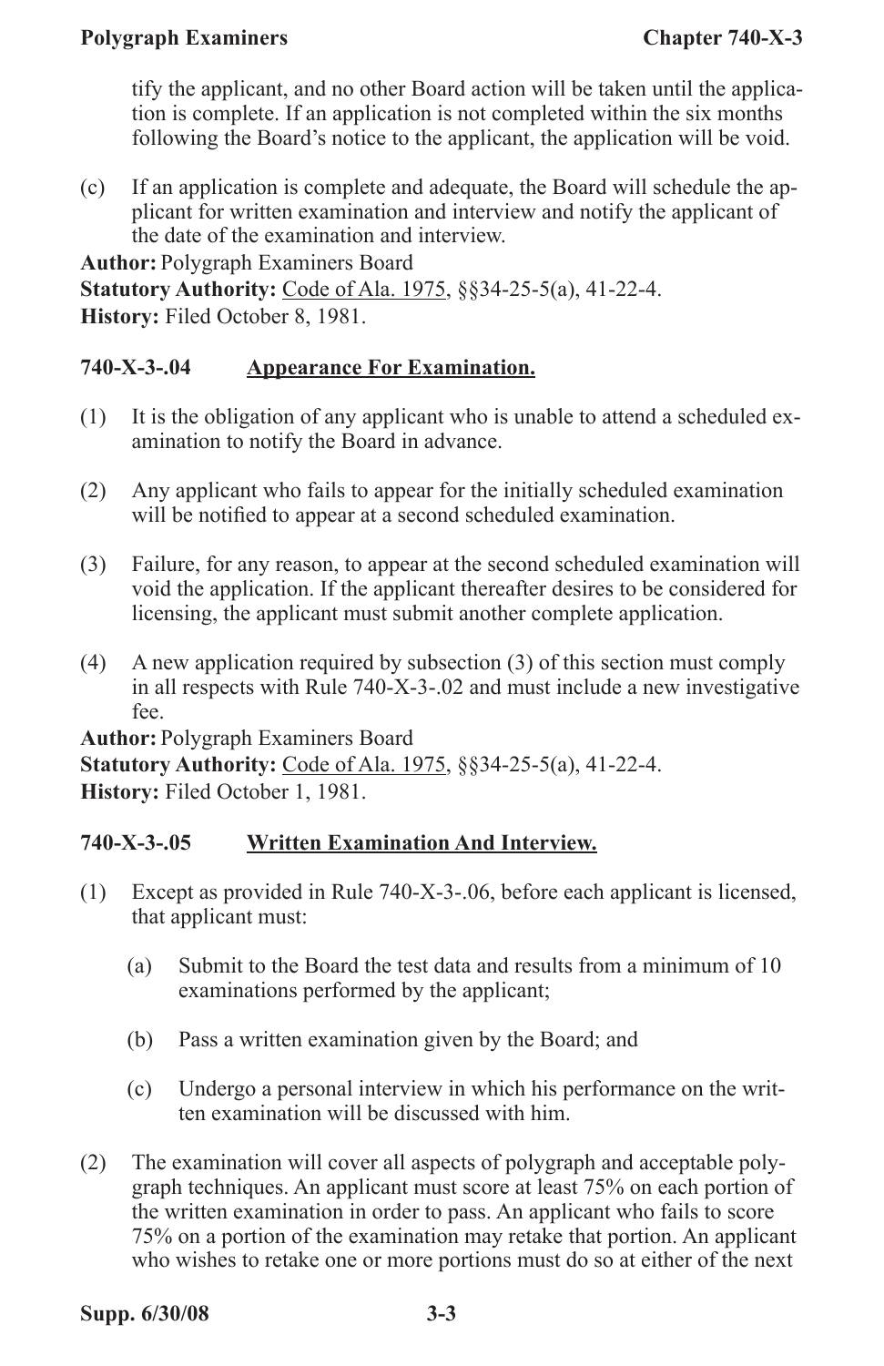tify the applicant, and no other Board action will be taken until the application is complete. If an application is not completed within the six months following the Board's notice to the applicant, the application will be void.

(c) If an application is complete and adequate, the Board will schedule the applicant for written examination and interview and notify the applicant of the date of the examination and interview.

**Author:** Polygraph Examiners Board
**Statutory Authority:** Code of Ala. 1975, §§34-25-5(a), 41-22-4.
**History:** Filed October 8, 1981.

### 740-X-3-.04 Appearance For Examination.

(1) It is the obligation of any applicant who is unable to attend a scheduled examination to notify the Board in advance.

(2) Any applicant who fails to appear for the initially scheduled examination will be notified to appear at a second scheduled examination.

(3) Failure, for any reason, to appear at the second scheduled examination will void the application. If the applicant thereafter desires to be considered for licensing, the applicant must submit another complete application.

(4) A new application required by subsection (3) of this section must comply in all respects with Rule 740-X-3-.02 and must include a new investigative fee.

**Author:** Polygraph Examiners Board
**Statutory Authority:** Code of Ala. 1975, §§34-25-5(a), 41-22-4.
**History:** Filed October 1, 1981.

### 740-X-3-.05 Written Examination And Interview.

(1) Except as provided in Rule 740-X-3-.06, before each applicant is licensed, that applicant must:

(a) Submit to the Board the test data and results from a minimum of 10 examinations performed by the applicant;

(b) Pass a written examination given by the Board; and

(c) Undergo a personal interview in which his performance on the written examination will be discussed with him.

(2) The examination will cover all aspects of polygraph and acceptable polygraph techniques. An applicant must score at least 75% on each portion of the written examination in order to pass. An applicant who fails to score 75% on a portion of the examination may retake that portion. An applicant who wishes to retake one or more portions must do so at either of the next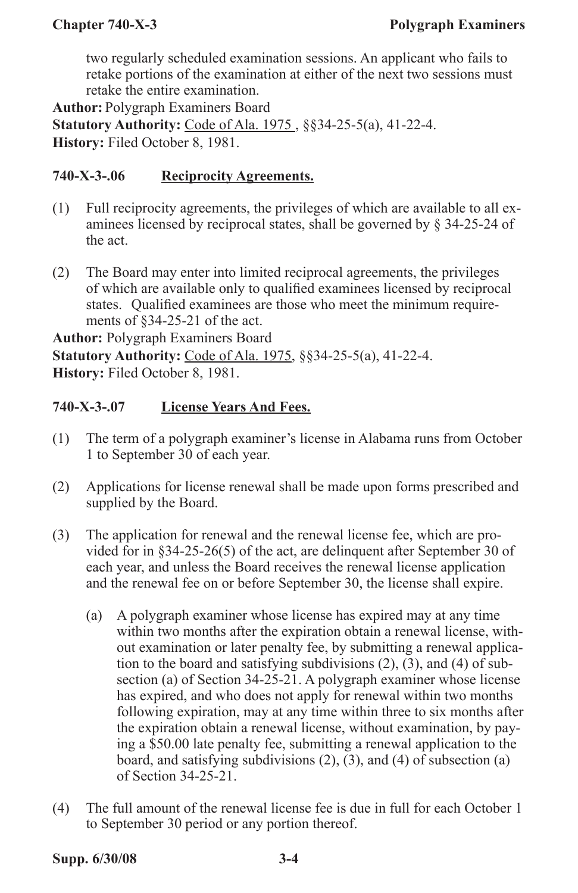two regularly scheduled examination sessions. An applicant who fails to retake portions of the examination at either of the next two sessions must retake the entire examination.

**Author:** Polygraph Examiners Board
**Statutory Authority:** Code of Ala. 1975, §§34-25-5(a), 41-22-4.
**History:** Filed October 8, 1981.

### 740-X-3-.06 Reciprocity Agreements.

(1) Full reciprocity agreements, the privileges of which are available to all examinees licensed by reciprocal states, shall be governed by § 34-25-24 of the act.

(2) The Board may enter into limited reciprocal agreements, the privileges of which are available only to qualified examinees licensed by reciprocal states. Qualified examinees are those who meet the minimum requirements of §34-25-21 of the act.

**Author:** Polygraph Examiners Board
**Statutory Authority:** Code of Ala. 1975, §§34-25-5(a), 41-22-4.
**History:** Filed October 8, 1981.

### 740-X-3-.07 License Years And Fees.

(1) The term of a polygraph examiner's license in Alabama runs from October 1 to September 30 of each year.

(2) Applications for license renewal shall be made upon forms prescribed and supplied by the Board.

(3) The application for renewal and the renewal license fee, which are provided for in §34-25-26(5) of the act, are delinquent after September 30 of each year, and unless the Board receives the renewal license application and the renewal fee on or before September 30, the license shall expire.

   (a) A polygraph examiner whose license has expired may at any time within two months after the expiration obtain a renewal license, without examination or later penalty fee, by submitting a renewal application to the board and satisfying subdivisions (2), (3), and (4) of subsection (a) of Section 34-25-21. A polygraph examiner whose license has expired, and who does not apply for renewal within two months following expiration, may at any time within three to six months after the expiration obtain a renewal license, without examination, by paying a $50.00 late penalty fee, submitting a renewal application to the board, and satisfying subdivisions (2), (3), and (4) of subsection (a) of Section 34-25-21.

(4) The full amount of the renewal license fee is due in full for each October 1 to September 30 period or any portion thereof.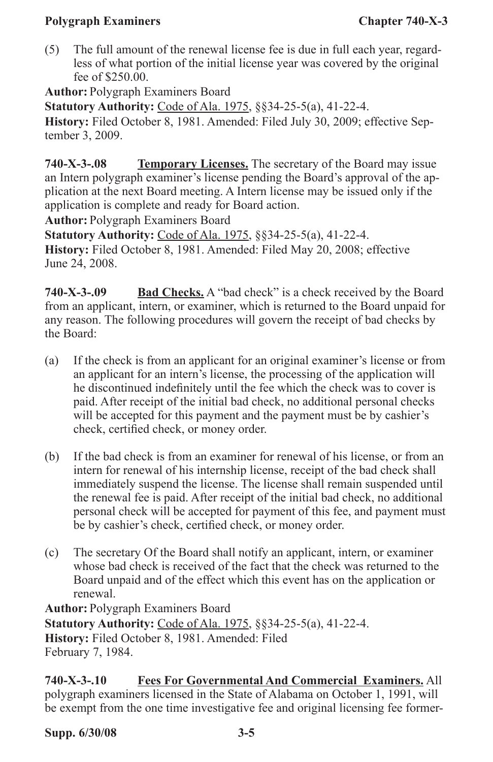(5) The full amount of the renewal license fee is due in full each year, regardless of what portion of the initial license year was covered by the original fee of $250.00.

**Author:** Polygraph Examiners Board
**Statutory Authority:** Code of Ala. 1975, §§34-25-5(a), 41-22-4.
**History:** Filed October 8, 1981. Amended: Filed July 30, 2009; effective September 3, 2009.

**740-X-3-.08** **Temporary Licenses.** The secretary of the Board may issue an Intern polygraph examiner's license pending the Board's approval of the application at the next Board meeting. A Intern license may be issued only if the application is complete and ready for Board action.

**Author:** Polygraph Examiners Board
**Statutory Authority:** Code of Ala. 1975, §§34-25-5(a), 41-22-4.
**History:** Filed October 8, 1981. Amended: Filed May 20, 2008; effective June 24, 2008.

**740-X-3-.09** **Bad Checks.** A "bad check" is a check received by the Board from an applicant, intern, or examiner, which is returned to the Board unpaid for any reason. The following procedures will govern the receipt of bad checks by the Board:

(a) If the check is from an applicant for an original examiner's license or from an applicant for an intern's license, the processing of the application will he discontinued indefinitely until the fee which the check was to cover is paid. After receipt of the initial bad check, no additional personal checks will be accepted for this payment and the payment must be by cashier's check, certified check, or money order.

(b) If the bad check is from an examiner for renewal of his license, or from an intern for renewal of his internship license, receipt of the bad check shall immediately suspend the license. The license shall remain suspended until the renewal fee is paid. After receipt of the initial bad check, no additional personal check will be accepted for payment of this fee, and payment must be by cashier's check, certified check, or money order.

(c) The secretary Of the Board shall notify an applicant, intern, or examiner whose bad check is received of the fact that the check was returned to the Board unpaid and of the effect which this event has on the application or renewal.

**Author:** Polygraph Examiners Board
**Statutory Authority:** Code of Ala. 1975, §§34-25-5(a), 41-22-4.
**History:** Filed October 8, 1981. Amended: Filed February 7, 1984.

**740-X-3-.10** **Fees For Governmental And Commercial Examiners.** All polygraph examiners licensed in the State of Alabama on October 1, 1991, will be exempt from the one time investigative fee and original licensing fee former-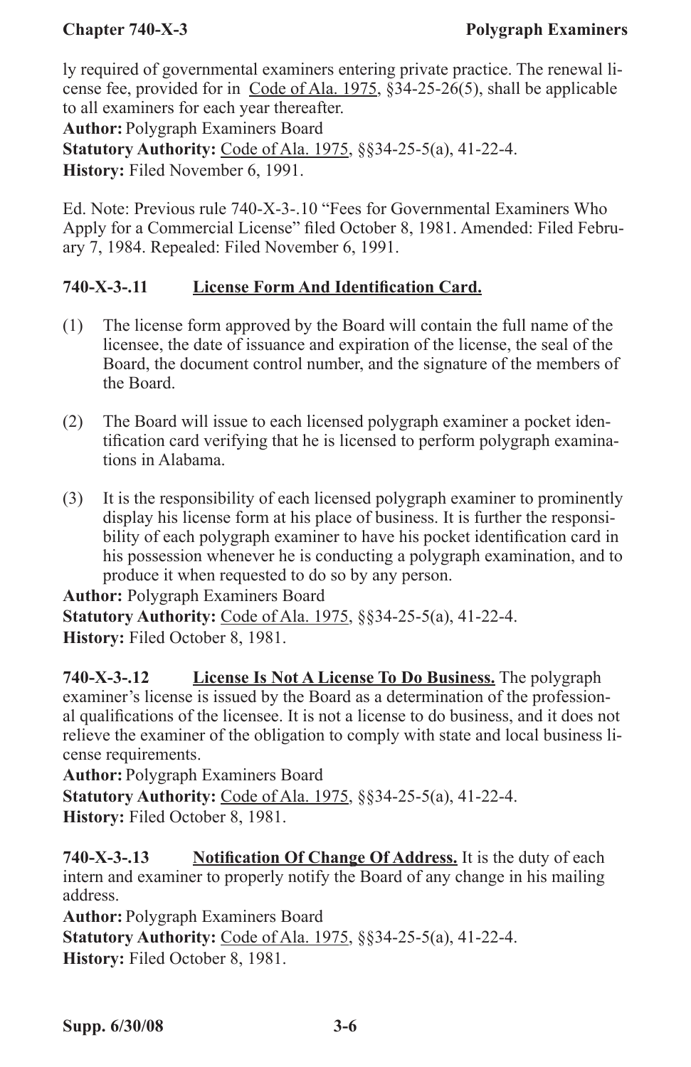ly required of governmental examiners entering private practice. The renewal license fee, provided for in Code of Ala. 1975, §34-25-26(5), shall be applicable to all examiners for each year thereafter.

**Author:** Polygraph Examiners Board
**Statutory Authority:** Code of Ala. 1975, §§34-25-5(a), 41-22-4.
**History:** Filed November 6, 1991.

Ed. Note: Previous rule 740-X-3-.10 "Fees for Governmental Examiners Who Apply for a Commercial License" filed October 8, 1981. Amended: Filed February 7, 1984. Repealed: Filed November 6, 1991.

**740-X-3-.11 License Form And Identification Card.**

(1) The license form approved by the Board will contain the full name of the licensee, the date of issuance and expiration of the license, the seal of the Board, the document control number, and the signature of the members of the Board.

(2) The Board will issue to each licensed polygraph examiner a pocket identification card verifying that he is licensed to perform polygraph examinations in Alabama.

(3) It is the responsibility of each licensed polygraph examiner to prominently display his license form at his place of business. It is further the responsibility of each polygraph examiner to have his pocket identification card in his possession whenever he is conducting a polygraph examination, and to produce it when requested to do so by any person.

**Author:** Polygraph Examiners Board
**Statutory Authority:** Code of Ala. 1975, §§34-25-5(a), 41-22-4.
**History:** Filed October 8, 1981.

**740-X-3-.12 License Is Not A License To Do Business.** The polygraph examiner's license is issued by the Board as a determination of the professional qualifications of the licensee. It is not a license to do business, and it does not relieve the examiner of the obligation to comply with state and local business license requirements.

**Author:** Polygraph Examiners Board
**Statutory Authority:** Code of Ala. 1975, §§34-25-5(a), 41-22-4.
**History:** Filed October 8, 1981.

**740-X-3-.13 Notification Of Change Of Address.** It is the duty of each intern and examiner to properly notify the Board of any change in his mailing address.

**Author:** Polygraph Examiners Board
**Statutory Authority:** Code of Ala. 1975, §§34-25-5(a), 41-22-4.
**History:** Filed October 8, 1981.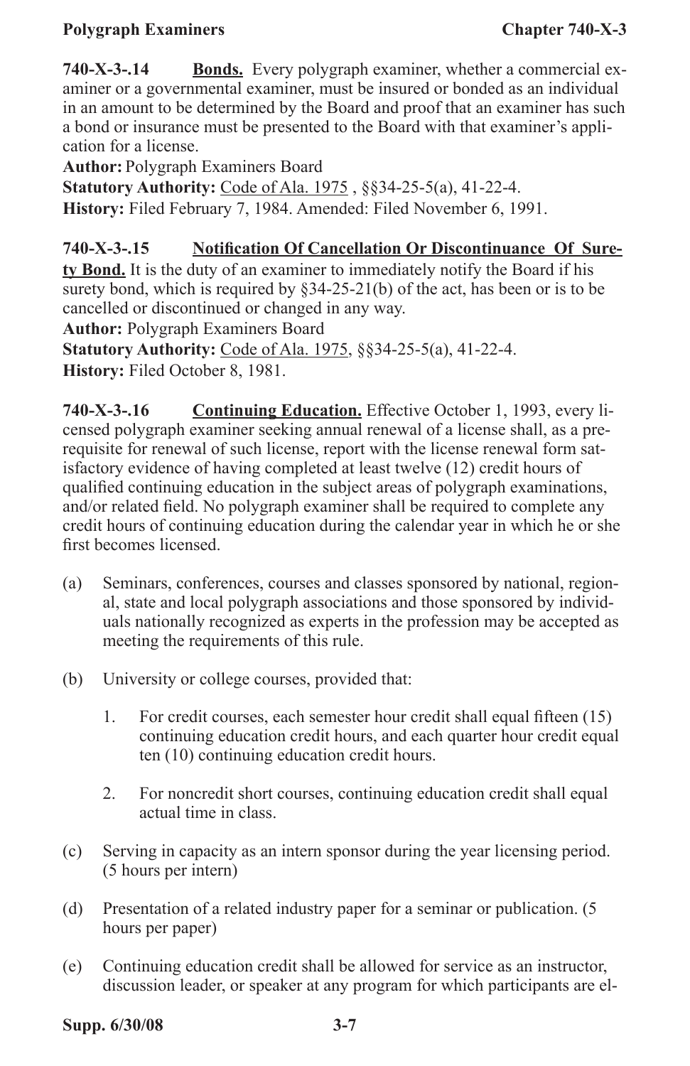**740-X-3-.14 <u>Bonds.</u>** Every polygraph examiner, whether a commercial examiner or a governmental examiner, must be insured or bonded as an individual in an amount to be determined by the Board and proof that an examiner has such a bond or insurance must be presented to the Board with that examiner's application for a license.

**Author:** Polygraph Examiners Board

**Statutory Authority:** <u>Code of Ala. 1975</u> , §§34-25-5(a), 41-22-4.

**History:** Filed February 7, 1984. Amended: Filed November 6, 1991.

**740-X-3-.15 <u>Notification Of Cancellation Or Discontinuance Of Surety Bond.</u>** It is the duty of an examiner to immediately notify the Board if his surety bond, which is required by §34-25-21(b) of the act, has been or is to be cancelled or discontinued or changed in any way.

**Author:** Polygraph Examiners Board

**Statutory Authority:** <u>Code of Ala. 1975</u>, §§34-25-5(a), 41-22-4.

**History:** Filed October 8, 1981.

**740-X-3-.16 <u>Continuing Education.</u>** Effective October 1, 1993, every licensed polygraph examiner seeking annual renewal of a license shall, as a prerequisite for renewal of such license, report with the license renewal form satisfactory evidence of having completed at least twelve (12) credit hours of qualified continuing education in the subject areas of polygraph examinations, and/or related field. No polygraph examiner shall be required to complete any credit hours of continuing education during the calendar year in which he or she first becomes licensed.

(a) Seminars, conferences, courses and classes sponsored by national, regional, state and local polygraph associations and those sponsored by individuals nationally recognized as experts in the profession may be accepted as meeting the requirements of this rule.

(b) University or college courses, provided that:

1. For credit courses, each semester hour credit shall equal fifteen (15) continuing education credit hours, and each quarter hour credit equal ten (10) continuing education credit hours.

2. For noncredit short courses, continuing education credit shall equal actual time in class.

(c) Serving in capacity as an intern sponsor during the year licensing period. (5 hours per intern)

(d) Presentation of a related industry paper for a seminar or publication. (5 hours per paper)

(e) Continuing education credit shall be allowed for service as an instructor, discussion leader, or speaker at any program for which participants are el-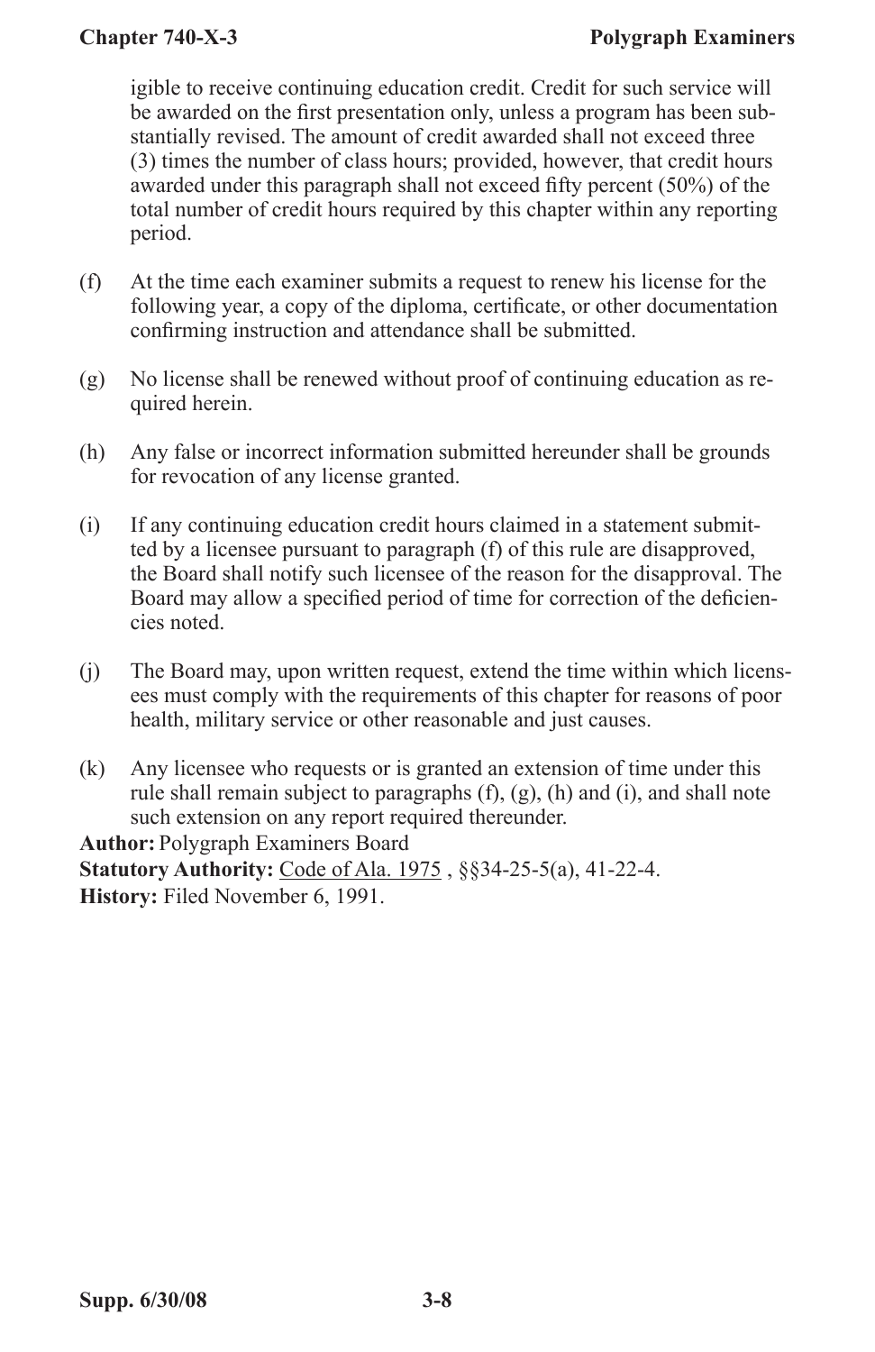igible to receive continuing education credit. Credit for such service will be awarded on the first presentation only, unless a program has been substantially revised. The amount of credit awarded shall not exceed three (3) times the number of class hours; provided, however, that credit hours awarded under this paragraph shall not exceed fifty percent (50%) of the total number of credit hours required by this chapter within any reporting period.

(f) At the time each examiner submits a request to renew his license for the following year, a copy of the diploma, certificate, or other documentation confirming instruction and attendance shall be submitted.

(g) No license shall be renewed without proof of continuing education as required herein.

(h) Any false or incorrect information submitted hereunder shall be grounds for revocation of any license granted.

(i) If any continuing education credit hours claimed in a statement submitted by a licensee pursuant to paragraph (f) of this rule are disapproved, the Board shall notify such licensee of the reason for the disapproval. The Board may allow a specified period of time for correction of the deficiencies noted.

(j) The Board may, upon written request, extend the time within which licensees must comply with the requirements of this chapter for reasons of poor health, military service or other reasonable and just causes.

(k) Any licensee who requests or is granted an extension of time under this rule shall remain subject to paragraphs (f), (g), (h) and (i), and shall note such extension on any report required thereunder.

**Author:** Polygraph Examiners Board
**Statutory Authority:** Code of Ala. 1975 , §§34-25-5(a), 41-22-4.
**History:** Filed November 6, 1991.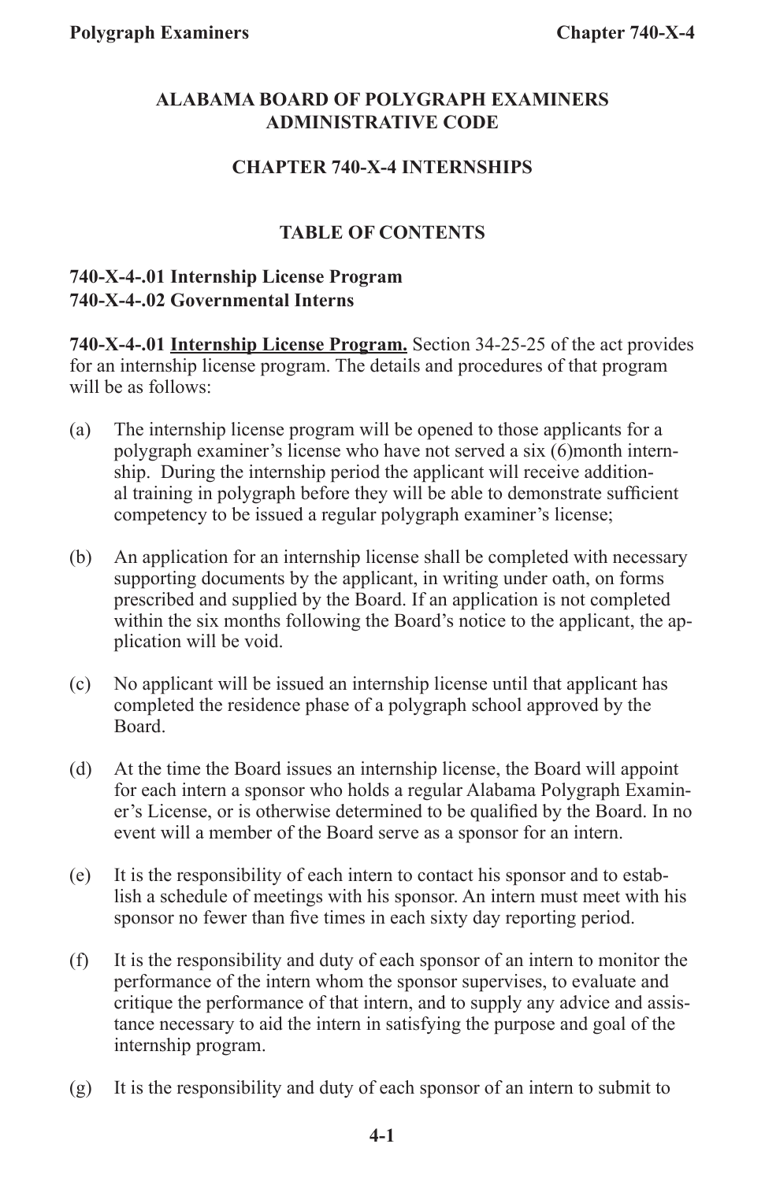**ALABAMA BOARD OF POLYGRAPH EXAMINERS ADMINISTRATIVE CODE**

**CHAPTER 740-X-4 INTERNSHIPS**

**TABLE OF CONTENTS**

**740-X-4-.01 Internship License Program**
**740-X-4-.02 Governmental Interns**

**740-X-4-.01 <u>Internship License Program.</u>** Section 34-25-25 of the act provides for an internship license program. The details and procedures of that program will be as follows:

(a) The internship license program will be opened to those applicants for a polygraph examiner's license who have not served a six (6)month internship. During the internship period the applicant will receive additional training in polygraph before they will be able to demonstrate sufficient competency to be issued a regular polygraph examiner's license;

(b) An application for an internship license shall be completed with necessary supporting documents by the applicant, in writing under oath, on forms prescribed and supplied by the Board. If an application is not completed within the six months following the Board's notice to the applicant, the application will be void.

(c) No applicant will be issued an internship license until that applicant has completed the residence phase of a polygraph school approved by the Board.

(d) At the time the Board issues an internship license, the Board will appoint for each intern a sponsor who holds a regular Alabama Polygraph Examiner's License, or is otherwise determined to be qualified by the Board. In no event will a member of the Board serve as a sponsor for an intern.

(e) It is the responsibility of each intern to contact his sponsor and to establish a schedule of meetings with his sponsor. An intern must meet with his sponsor no fewer than five times in each sixty day reporting period.

(f) It is the responsibility and duty of each sponsor of an intern to monitor the performance of the intern whom the sponsor supervises, to evaluate and critique the performance of that intern, and to supply any advice and assistance necessary to aid the intern in satisfying the purpose and goal of the internship program.

(g) It is the responsibility and duty of each sponsor of an intern to submit to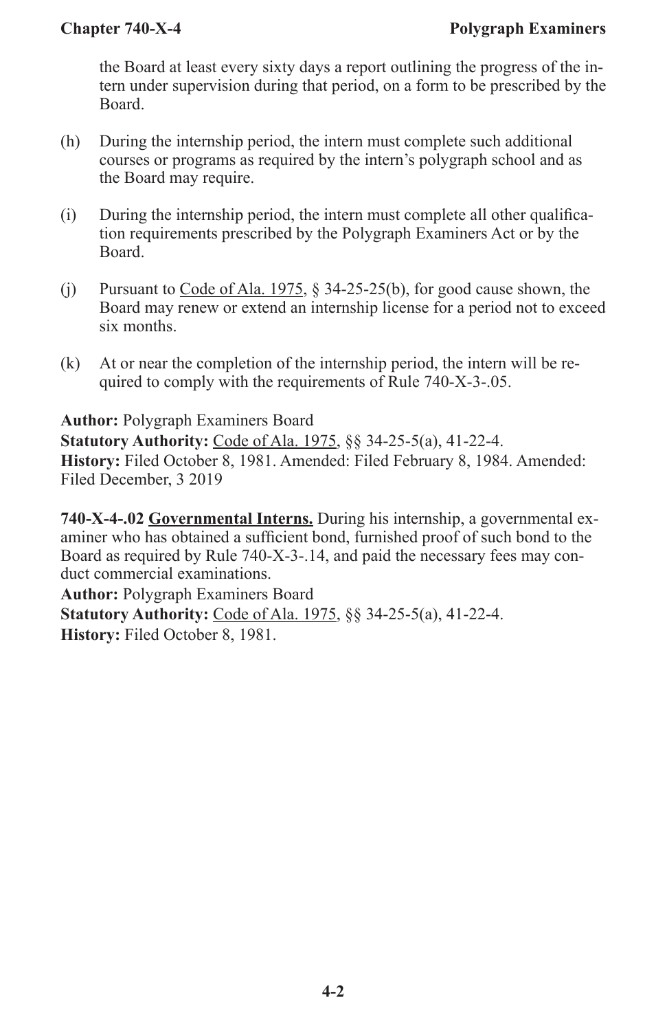the Board at least every sixty days a report outlining the progress of the intern under supervision during that period, on a form to be prescribed by the Board.

(h) During the internship period, the intern must complete such additional courses or programs as required by the intern's polygraph school and as the Board may require.

(i) During the internship period, the intern must complete all other qualification requirements prescribed by the Polygraph Examiners Act or by the Board.

(j) Pursuant to Code of Ala. 1975, § 34-25-25(b), for good cause shown, the Board may renew or extend an internship license for a period not to exceed six months.

(k) At or near the completion of the internship period, the intern will be required to comply with the requirements of Rule 740-X-3-.05.

**Author:** Polygraph Examiners Board
**Statutory Authority:** Code of Ala. 1975, §§ 34-25-5(a), 41-22-4.
**History:** Filed October 8, 1981. Amended: Filed February 8, 1984. Amended: Filed December, 3 2019

**740-X-4-.02 Governmental Interns.** During his internship, a governmental examiner who has obtained a sufficient bond, furnished proof of such bond to the Board as required by Rule 740-X-3-.14, and paid the necessary fees may conduct commercial examinations.
**Author:** Polygraph Examiners Board
**Statutory Authority:** Code of Ala. 1975, §§ 34-25-5(a), 41-22-4.
**History:** Filed October 8, 1981.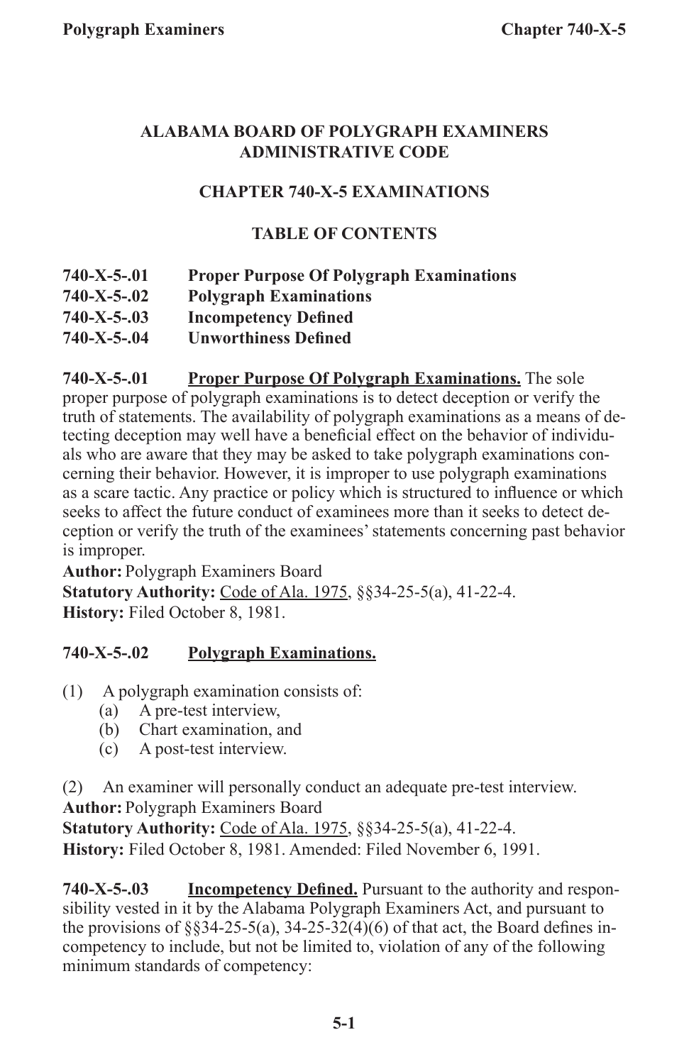# ALABAMA BOARD OF POLYGRAPH EXAMINERS ADMINISTRATIVE CODE

## CHAPTER 740-X-5 EXAMINATIONS

### TABLE OF CONTENTS

**740-X-5-.01 Proper Purpose Of Polygraph Examinations**
**740-X-5-.02 Polygraph Examinations**
**740-X-5-.03 Incompetency Defined**
**740-X-5-.04 Unworthiness Defined**

**740-X-5-.01 Proper Purpose Of Polygraph Examinations.** The sole proper purpose of polygraph examinations is to detect deception or verify the truth of statements. The availability of polygraph examinations as a means of detecting deception may well have a beneficial effect on the behavior of individuals who are aware that they may be asked to take polygraph examinations concerning their behavior. However, it is improper to use polygraph examinations as a scare tactic. Any practice or policy which is structured to influence or which seeks to affect the future conduct of examinees more than it seeks to detect deception or verify the truth of the examinees' statements concerning past behavior is improper.
**Author:** Polygraph Examiners Board
**Statutory Authority:** Code of Ala. 1975, §§34-25-5(a), 41-22-4.
**History:** Filed October 8, 1981.

**740-X-5-.02 Polygraph Examinations.**

(1) A polygraph examination consists of:
- (a) A pre-test interview,
- (b) Chart examination, and
- (c) A post-test interview.

(2) An examiner will personally conduct an adequate pre-test interview.
**Author:** Polygraph Examiners Board
**Statutory Authority:** Code of Ala. 1975, §§34-25-5(a), 41-22-4.
**History:** Filed October 8, 1981. Amended: Filed November 6, 1991.

**740-X-5-.03 Incompetency Defined.** Pursuant to the authority and responsibility vested in it by the Alabama Polygraph Examiners Act, and pursuant to the provisions of §§34-25-5(a), 34-25-32(4)(6) of that act, the Board defines incompetency to include, but not be limited to, violation of any of the following minimum standards of competency: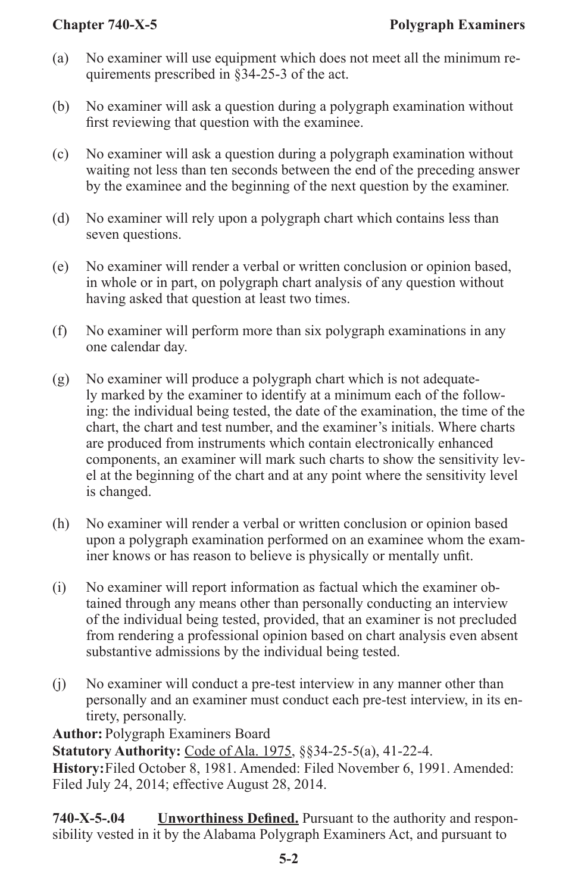(a) No examiner will use equipment which does not meet all the minimum requirements prescribed in §34-25-3 of the act.

(b) No examiner will ask a question during a polygraph examination without first reviewing that question with the examinee.

(c) No examiner will ask a question during a polygraph examination without waiting not less than ten seconds between the end of the preceding answer by the examinee and the beginning of the next question by the examiner.

(d) No examiner will rely upon a polygraph chart which contains less than seven questions.

(e) No examiner will render a verbal or written conclusion or opinion based, in whole or in part, on polygraph chart analysis of any question without having asked that question at least two times.

(f) No examiner will perform more than six polygraph examinations in any one calendar day.

(g) No examiner will produce a polygraph chart which is not adequately marked by the examiner to identify at a minimum each of the following: the individual being tested, the date of the examination, the time of the chart, the chart and test number, and the examiner's initials. Where charts are produced from instruments which contain electronically enhanced components, an examiner will mark such charts to show the sensitivity level at the beginning of the chart and at any point where the sensitivity level is changed.

(h) No examiner will render a verbal or written conclusion or opinion based upon a polygraph examination performed on an examinee whom the examiner knows or has reason to believe is physically or mentally unfit.

(i) No examiner will report information as factual which the examiner obtained through any means other than personally conducting an interview of the individual being tested, provided, that an examiner is not precluded from rendering a professional opinion based on chart analysis even absent substantive admissions by the individual being tested.

(j) No examiner will conduct a pre-test interview in any manner other than personally and an examiner must conduct each pre-test interview, in its entirety, personally.

**Author:** Polygraph Examiners Board
**Statutory Authority:** Code of Ala. 1975, §§34-25-5(a), 41-22-4.
**History:** Filed October 8, 1981. Amended: Filed November 6, 1991. Amended: Filed July 24, 2014; effective August 28, 2014.

**740-X-5-.04 Unworthiness Defined.** Pursuant to the authority and responsibility vested in it by the Alabama Polygraph Examiners Act, and pursuant to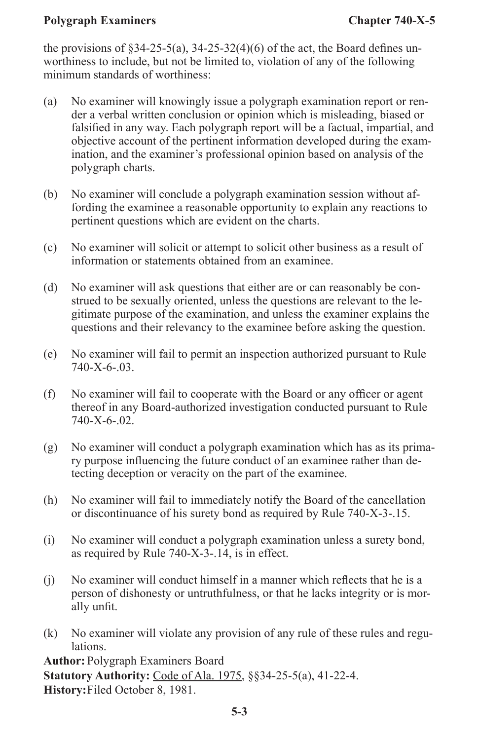the provisions of §34-25-5(a), 34-25-32(4)(6) of the act, the Board defines unworthiness to include, but not be limited to, violation of any of the following minimum standards of worthiness:

(a) No examiner will knowingly issue a polygraph examination report or render a verbal written conclusion or opinion which is misleading, biased or falsified in any way. Each polygraph report will be a factual, impartial, and objective account of the pertinent information developed during the examination, and the examiner's professional opinion based on analysis of the polygraph charts.

(b) No examiner will conclude a polygraph examination session without affording the examinee a reasonable opportunity to explain any reactions to pertinent questions which are evident on the charts.

(c) No examiner will solicit or attempt to solicit other business as a result of information or statements obtained from an examinee.

(d) No examiner will ask questions that either are or can reasonably be construed to be sexually oriented, unless the questions are relevant to the legitimate purpose of the examination, and unless the examiner explains the questions and their relevancy to the examinee before asking the question.

(e) No examiner will fail to permit an inspection authorized pursuant to Rule 740-X-6-.03.

(f) No examiner will fail to cooperate with the Board or any officer or agent thereof in any Board-authorized investigation conducted pursuant to Rule 740-X-6-.02.

(g) No examiner will conduct a polygraph examination which has as its primary purpose influencing the future conduct of an examinee rather than detecting deception or veracity on the part of the examinee.

(h) No examiner will fail to immediately notify the Board of the cancellation or discontinuance of his surety bond as required by Rule 740-X-3-.15.

(i) No examiner will conduct a polygraph examination unless a surety bond, as required by Rule 740-X-3-.14, is in effect.

(j) No examiner will conduct himself in a manner which reflects that he is a person of dishonesty or untruthfulness, or that he lacks integrity or is morally unfit.

(k) No examiner will violate any provision of any rule of these rules and regulations.

**Author:** Polygraph Examiners Board
**Statutory Authority:** Code of Ala. 1975, §§34-25-5(a), 41-22-4.
**History:** Filed October 8, 1981.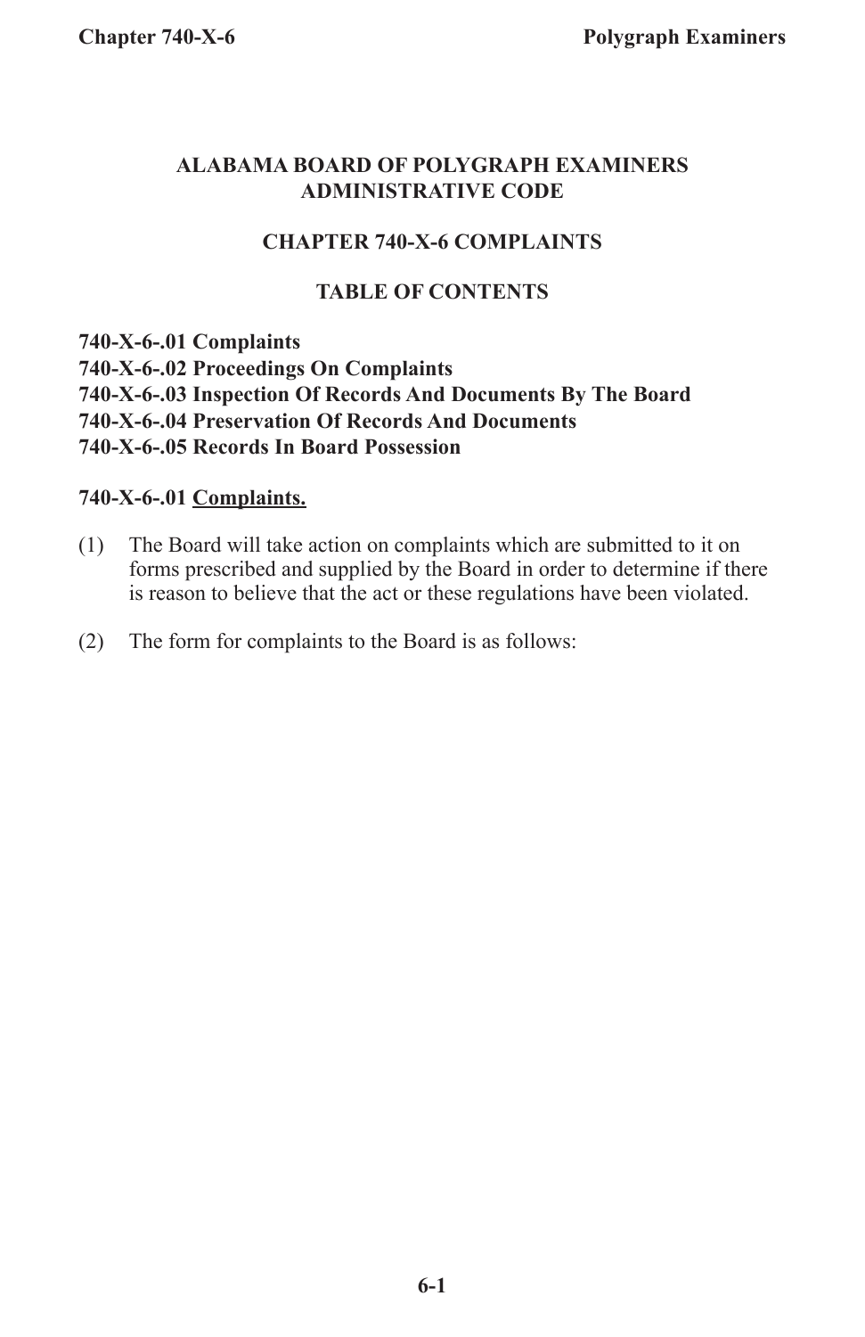# ALABAMA BOARD OF POLYGRAPH EXAMINERS ADMINISTRATIVE CODE

## CHAPTER 740-X-6 COMPLAINTS

### TABLE OF CONTENTS

**740-X-6-.01 Complaints**
**740-X-6-.02 Proceedings On Complaints**
**740-X-6-.03 Inspection Of Records And Documents By The Board**
**740-X-6-.04 Preservation Of Records And Documents**
**740-X-6-.05 Records In Board Possession**

**740-X-6-.01** **Complaints.**

(1) The Board will take action on complaints which are submitted to it on forms prescribed and supplied by the Board in order to determine if there is reason to believe that the act or these regulations have been violated.

(2) The form for complaints to the Board is as follows: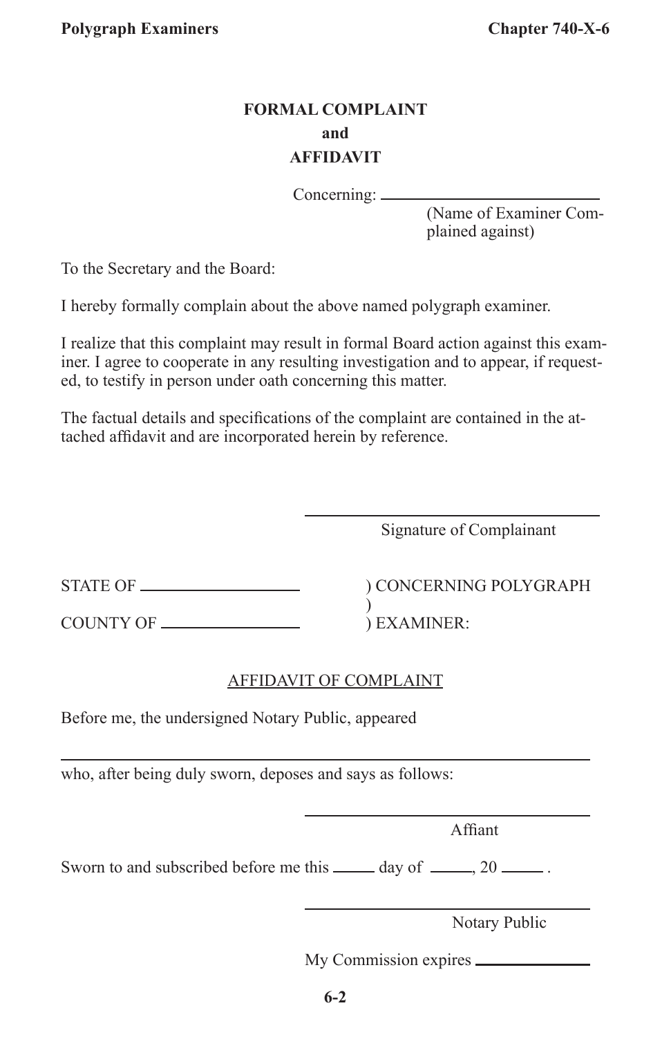**FORMAL COMPLAINT**
**and**
**AFFIDAVIT**

Concerning: ______________________
(Name of Examiner Complained against)

To the Secretary and the Board:

I hereby formally complain about the above named polygraph examiner.

I realize that this complaint may result in formal Board action against this examiner. I agree to cooperate in any resulting investigation and to appear, if requested, to testify in person under oath concerning this matter.

The factual details and specifications of the complaint are contained in the attached affidavit and are incorporated herein by reference.

______________________________
Signature of Complainant

STATE OF ______________________ ) CONCERNING POLYGRAPH
)
COUNTY OF ____________________ ) EXAMINER:

AFFIDAVIT OF COMPLAINT

Before me, the undersigned Notary Public, appeared

__________________________________________________

who, after being duly sworn, deposes and says as follows:

______________________________
Affiant

Sworn to and subscribed before me this _____ day of _____, 20 _____ .

______________________________
Notary Public

My Commission expires ______________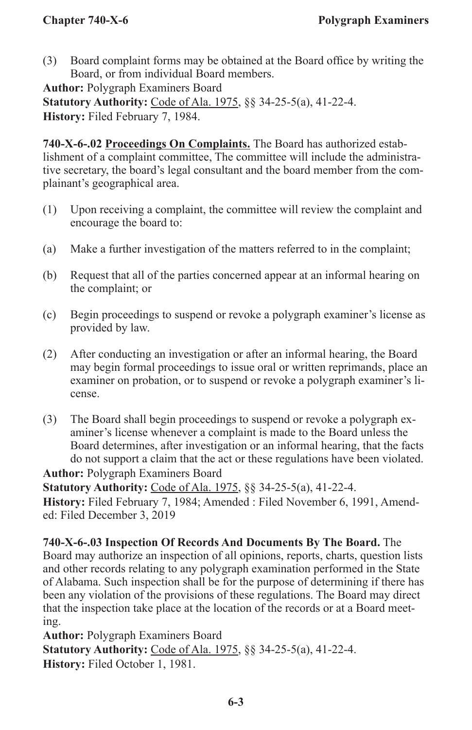(3) Board complaint forms may be obtained at the Board office by writing the Board, or from individual Board members.

**Author:** Polygraph Examiners Board
**Statutory Authority:** Code of Ala. 1975, §§ 34-25-5(a), 41-22-4.
**History:** Filed February 7, 1984.

**740-X-6-.02 Proceedings On Complaints.** The Board has authorized establishment of a complaint committee, The committee will include the administrative secretary, the board's legal consultant and the board member from the complainant's geographical area.

(1) Upon receiving a complaint, the committee will review the complaint and encourage the board to:

(a) Make a further investigation of the matters referred to in the complaint;

(b) Request that all of the parties concerned appear at an informal hearing on the complaint; or

(c) Begin proceedings to suspend or revoke a polygraph examiner's license as provided by law.

(2) After conducting an investigation or after an informal hearing, the Board may begin formal proceedings to issue oral or written reprimands, place an examiner on probation, or to suspend or revoke a polygraph examiner's license.

(3) The Board shall begin proceedings to suspend or revoke a polygraph examiner's license whenever a complaint is made to the Board unless the Board determines, after investigation or an informal hearing, that the facts do not support a claim that the act or these regulations have been violated.

**Author:** Polygraph Examiners Board
**Statutory Authority:** Code of Ala. 1975, §§ 34-25-5(a), 41-22-4.
**History:** Filed February 7, 1984; Amended : Filed November 6, 1991, Amended: Filed December 3, 2019

**740-X-6-.03 Inspection Of Records And Documents By The Board.** The Board may authorize an inspection of all opinions, reports, charts, question lists and other records relating to any polygraph examination performed in the State of Alabama. Such inspection shall be for the purpose of determining if there has been any violation of the provisions of these regulations. The Board may direct that the inspection take place at the location of the records or at a Board meeting.

**Author:** Polygraph Examiners Board
**Statutory Authority:** Code of Ala. 1975, §§ 34-25-5(a), 41-22-4.
**History:** Filed October 1, 1981.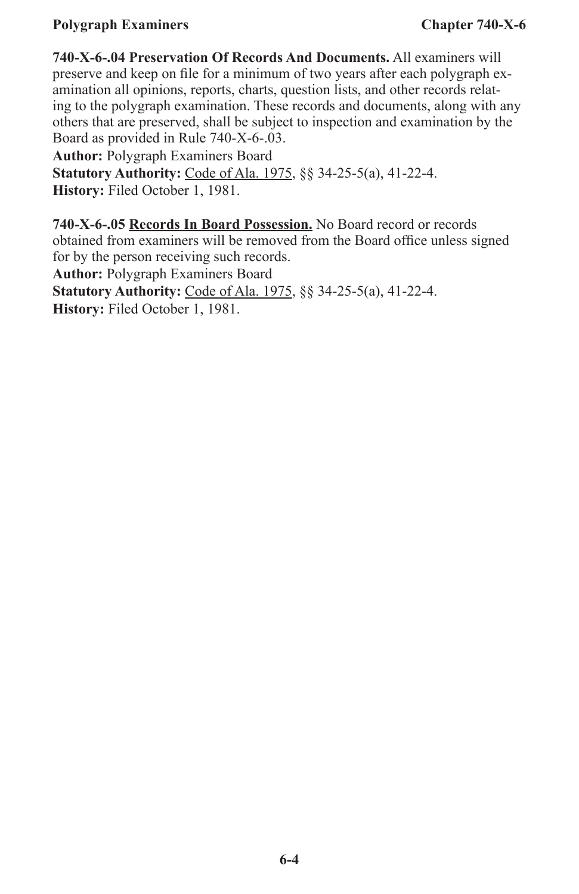**740-X-6-.04 Preservation Of Records And Documents.** All examiners will preserve and keep on file for a minimum of two years after each polygraph examination all opinions, reports, charts, question lists, and other records relating to the polygraph examination. These records and documents, along with any others that are preserved, shall be subject to inspection and examination by the Board as provided in Rule 740-X-6-.03.

**Author:** Polygraph Examiners Board
**Statutory Authority:** Code of Ala. 1975, §§ 34-25-5(a), 41-22-4.
**History:** Filed October 1, 1981.

**740-X-6-.05 Records In Board Possession.** No Board record or records obtained from examiners will be removed from the Board office unless signed for by the person receiving such records.

**Author:** Polygraph Examiners Board
**Statutory Authority:** Code of Ala. 1975, §§ 34-25-5(a), 41-22-4.
**History:** Filed October 1, 1981.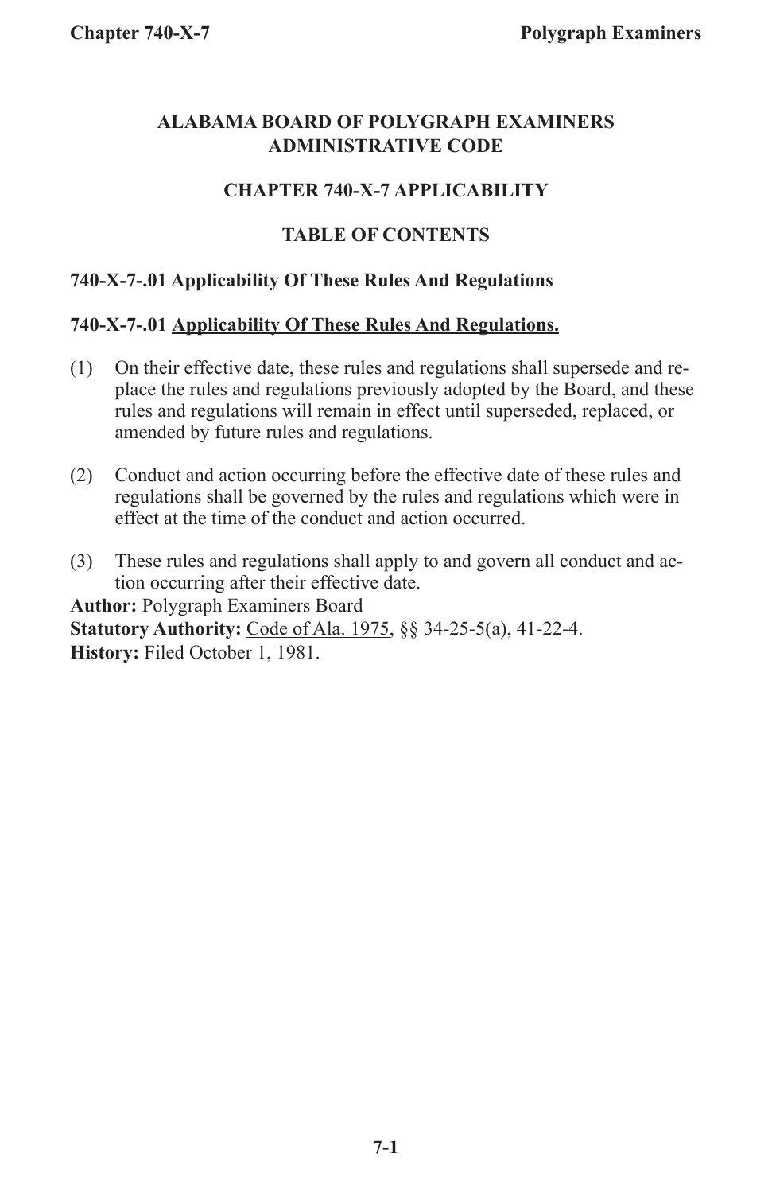# ALABAMA BOARD OF POLYGRAPH EXAMINERS ADMINISTRATIVE CODE

## CHAPTER 740-X-7 APPLICABILITY

### TABLE OF CONTENTS

**740-X-7-.01 Applicability Of These Rules And Regulations**

**740-X-7-.01 Applicability Of These Rules And Regulations.**

(1) On their effective date, these rules and regulations shall supersede and replace the rules and regulations previously adopted by the Board, and these rules and regulations will remain in effect until superseded, replaced, or amended by future rules and regulations.

(2) Conduct and action occurring before the effective date of these rules and regulations shall be governed by the rules and regulations which were in effect at the time of the conduct and action occurred.

(3) These rules and regulations shall apply to and govern all conduct and action occurring after their effective date.

**Author:** Polygraph Examiners Board
**Statutory Authority:** Code of Ala. 1975, §§ 34-25-5(a), 41-22-4.
**History:** Filed October 1, 1981.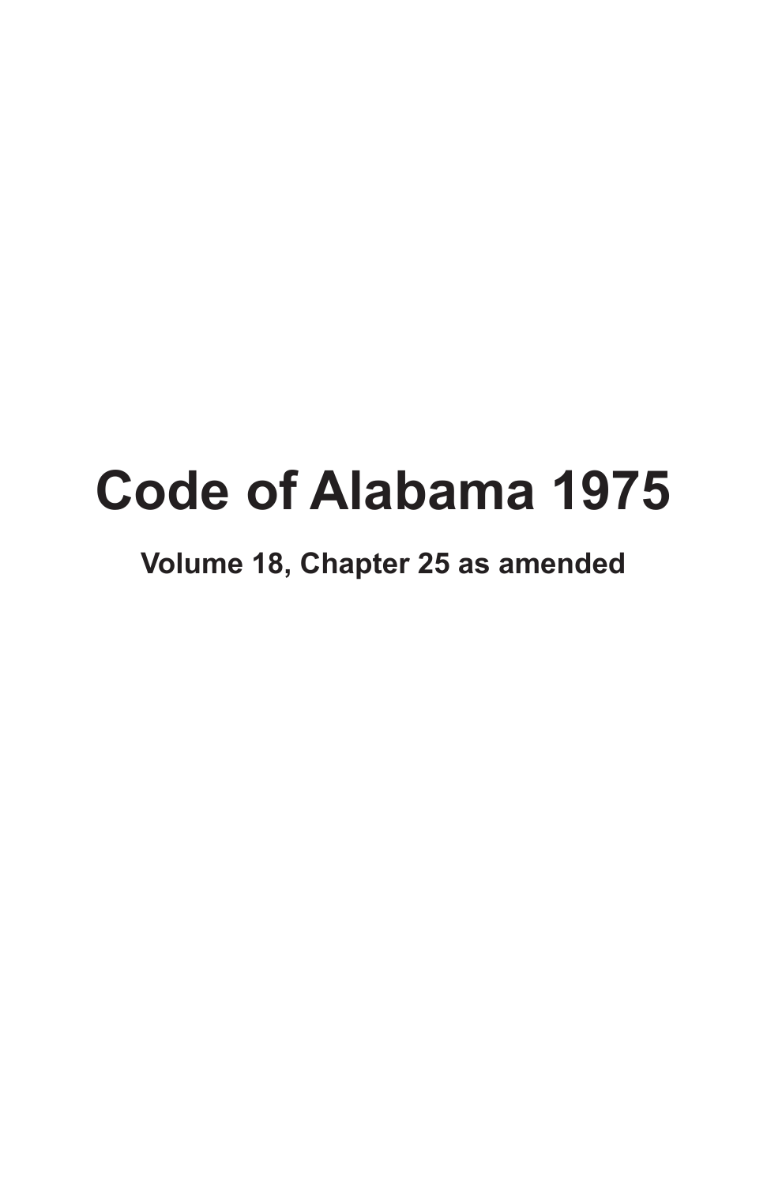# Code of Alabama 1975

**Volume 18, Chapter 25 as amended**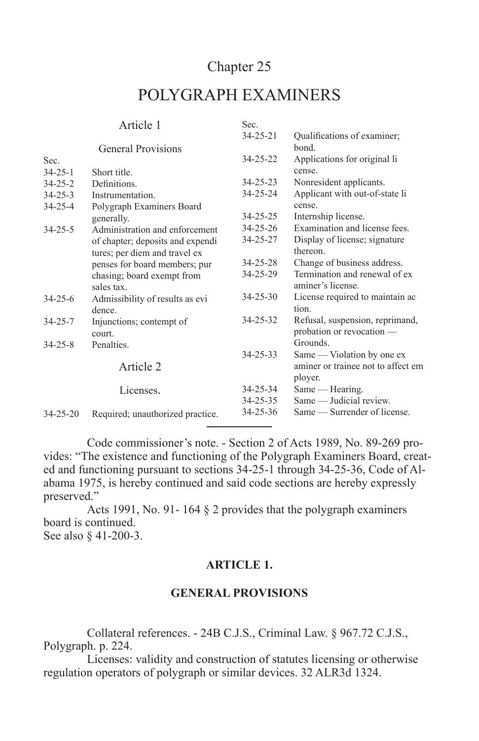# Chapter 25

# POLYGRAPH EXAMINERS

## Article 1

### General Provisions

| Sec. | |
|---|---|
| 34-25-1 | Short title. |
| 34-25-2 | Definitions. |
| 34-25-3 | Instrumentation. |
| 34-25-4 | Polygraph Examiners Board generally. |
| 34-25-5 | Administration and enforcement of chapter; deposits and expenditures; per diem and travel expenses for board members; purchasing; board exempt from sales tax. |
| 34-25-6 | Admissibility of results as evidence. |
| 34-25-7 | Injunctions; contempt of court. |
| 34-25-8 | Penalties. |

## Article 2

### Licenses.

| Sec. | |
|---|---|
| 34-25-20 | Required; unauthorized practice. |
| 34-25-21 | Qualifications of examiner; bond. |
| 34-25-22 | Applications for original license. |
| 34-25-23 | Nonresident applicants. |
| 34-25-24 | Applicant with out-of-state license. |
| 34-25-25 | Internship license. |
| 34-25-26 | Examination and license fees. |
| 34-25-27 | Display of license; signature thereon. |
| 34-25-28 | Change of business address. |
| 34-25-29 | Termination and renewal of examiner's license. |
| 34-25-30 | License required to maintain action. |
| 34-25-32 | Refusal, suspension, reprimand, probation or revocation — Grounds. |
| 34-25-33 | Same — Violation by one examiner or trainee not to affect employer. |
| 34-25-34 | Same — Hearing. |
| 34-25-35 | Same — Judicial review. |
| 34-25-36 | Same — Surrender of license. |

Code commissioner's note. - Section 2 of Acts 1989, No. 89-269 provides: "The existence and functioning of the Polygraph Examiners Board, created and functioning pursuant to sections 34-25-1 through 34-25-36, Code of Alabama 1975, is hereby continued and said code sections are hereby expressly preserved."

Acts 1991, No. 91- 164 § 2 provides that the polygraph examiners board is continued.

See also § 41-200-3.

## ARTICLE 1.

## GENERAL PROVISIONS

Collateral references. - 24B C.J.S., Criminal Law. § 967.72 C.J.S., Polygraph. p. 224.

Licenses: validity and construction of statutes licensing or otherwise regulation operators of polygraph or similar devices. 32 ALR3d 1324.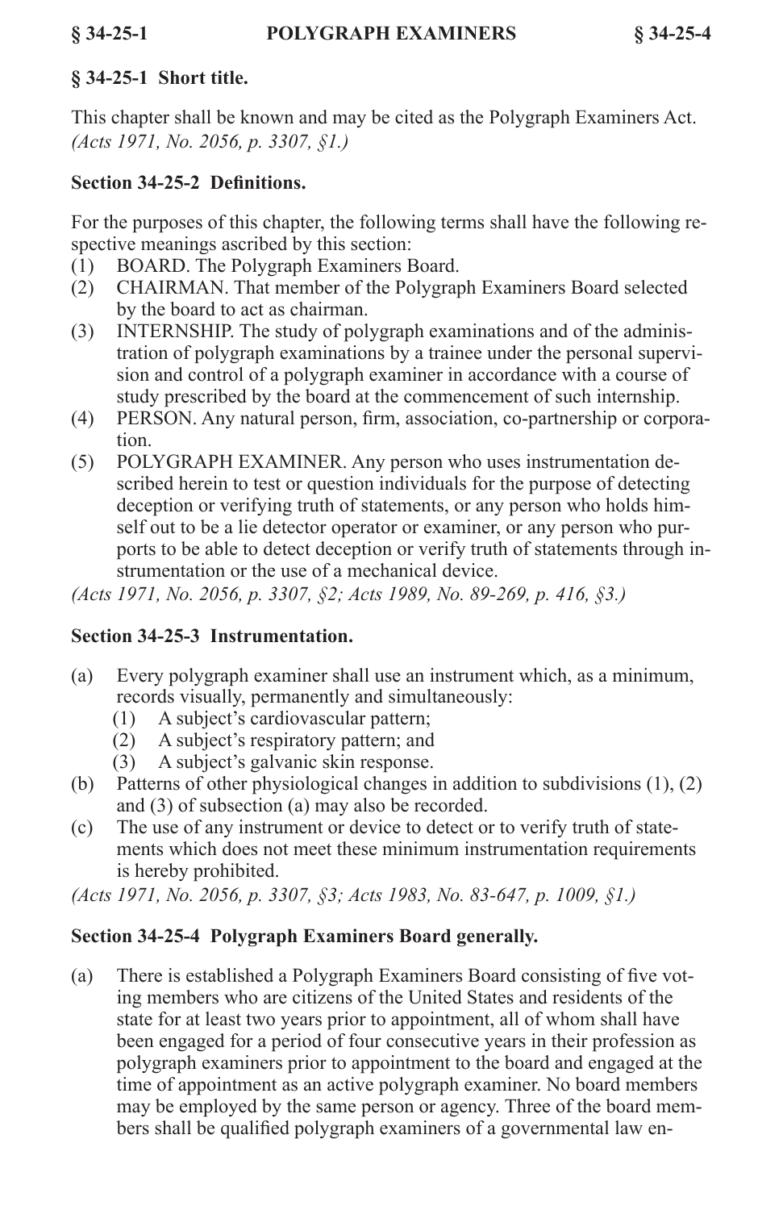### § 34-25-1 Short title.

This chapter shall be known and may be cited as the Polygraph Examiners Act. *(Acts 1971, No. 2056, p. 3307, §1.)*

### Section 34-25-2 Definitions.

For the purposes of this chapter, the following terms shall have the following respective meanings ascribed by this section:

(1) BOARD. The Polygraph Examiners Board.
(2) CHAIRMAN. That member of the Polygraph Examiners Board selected by the board to act as chairman.
(3) INTERNSHIP. The study of polygraph examinations and of the administration of polygraph examinations by a trainee under the personal supervision and control of a polygraph examiner in accordance with a course of study prescribed by the board at the commencement of such internship.
(4) PERSON. Any natural person, firm, association, co-partnership or corporation.
(5) POLYGRAPH EXAMINER. Any person who uses instrumentation described herein to test or question individuals for the purpose of detecting deception or verifying truth of statements, or any person who holds himself out to be a lie detector operator or examiner, or any person who purports to be able to detect deception or verify truth of statements through instrumentation or the use of a mechanical device.

*(Acts 1971, No. 2056, p. 3307, §2; Acts 1989, No. 89-269, p. 416, §3.)*

### Section 34-25-3 Instrumentation.

(a) Every polygraph examiner shall use an instrument which, as a minimum, records visually, permanently and simultaneously:
   (1) A subject's cardiovascular pattern;
   (2) A subject's respiratory pattern; and
   (3) A subject's galvanic skin response.
(b) Patterns of other physiological changes in addition to subdivisions (1), (2) and (3) of subsection (a) may also be recorded.
(c) The use of any instrument or device to detect or to verify truth of statements which does not meet these minimum instrumentation requirements is hereby prohibited.

*(Acts 1971, No. 2056, p. 3307, §3; Acts 1983, No. 83-647, p. 1009, §1.)*

### Section 34-25-4 Polygraph Examiners Board generally.

(a) There is established a Polygraph Examiners Board consisting of five voting members who are citizens of the United States and residents of the state for at least two years prior to appointment, all of whom shall have been engaged for a period of four consecutive years in their profession as polygraph examiners prior to appointment to the board and engaged at the time of appointment as an active polygraph examiner. No board members may be employed by the same person or agency. Three of the board members shall be qualified polygraph examiners of a governmental law en-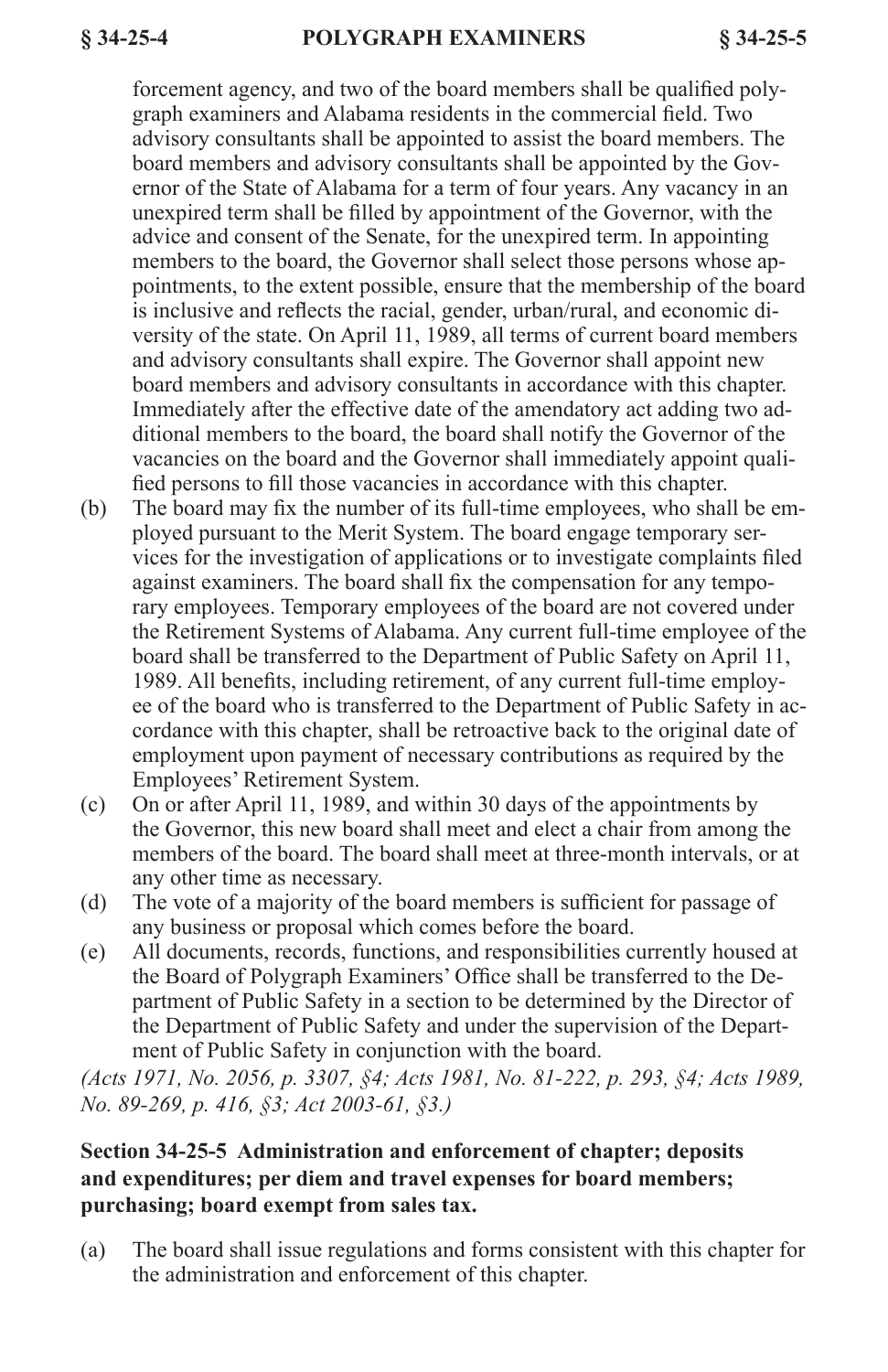forcement agency, and two of the board members shall be qualified polygraph examiners and Alabama residents in the commercial field. Two advisory consultants shall be appointed to assist the board members. The board members and advisory consultants shall be appointed by the Governor of the State of Alabama for a term of four years. Any vacancy in an unexpired term shall be filled by appointment of the Governor, with the advice and consent of the Senate, for the unexpired term. In appointing members to the board, the Governor shall select those persons whose appointments, to the extent possible, ensure that the membership of the board is inclusive and reflects the racial, gender, urban/rural, and economic diversity of the state. On April 11, 1989, all terms of current board members and advisory consultants shall expire. The Governor shall appoint new board members and advisory consultants in accordance with this chapter. Immediately after the effective date of the amendatory act adding two additional members to the board, the board shall notify the Governor of the vacancies on the board and the Governor shall immediately appoint qualified persons to fill those vacancies in accordance with this chapter.

(b) The board may fix the number of its full-time employees, who shall be employed pursuant to the Merit System. The board engage temporary services for the investigation of applications or to investigate complaints filed against examiners. The board shall fix the compensation for any temporary employees. Temporary employees of the board are not covered under the Retirement Systems of Alabama. Any current full-time employee of the board shall be transferred to the Department of Public Safety on April 11, 1989. All benefits, including retirement, of any current full-time employee of the board who is transferred to the Department of Public Safety in accordance with this chapter, shall be retroactive back to the original date of employment upon payment of necessary contributions as required by the Employees' Retirement System.

(c) On or after April 11, 1989, and within 30 days of the appointments by the Governor, this new board shall meet and elect a chair from among the members of the board. The board shall meet at three-month intervals, or at any other time as necessary.

(d) The vote of a majority of the board members is sufficient for passage of any business or proposal which comes before the board.

(e) All documents, records, functions, and responsibilities currently housed at the Board of Polygraph Examiners' Office shall be transferred to the Department of Public Safety in a section to be determined by the Director of the Department of Public Safety and under the supervision of the Department of Public Safety in conjunction with the board.

*(Acts 1971, No. 2056, p. 3307, §4; Acts 1981, No. 81-222, p. 293, §4; Acts 1989, No. 89-269, p. 416, §3; Act 2003-61, §3.)*

**Section 34-25-5 Administration and enforcement of chapter; deposits and expenditures; per diem and travel expenses for board members; purchasing; board exempt from sales tax.**

(a) The board shall issue regulations and forms consistent with this chapter for the administration and enforcement of this chapter.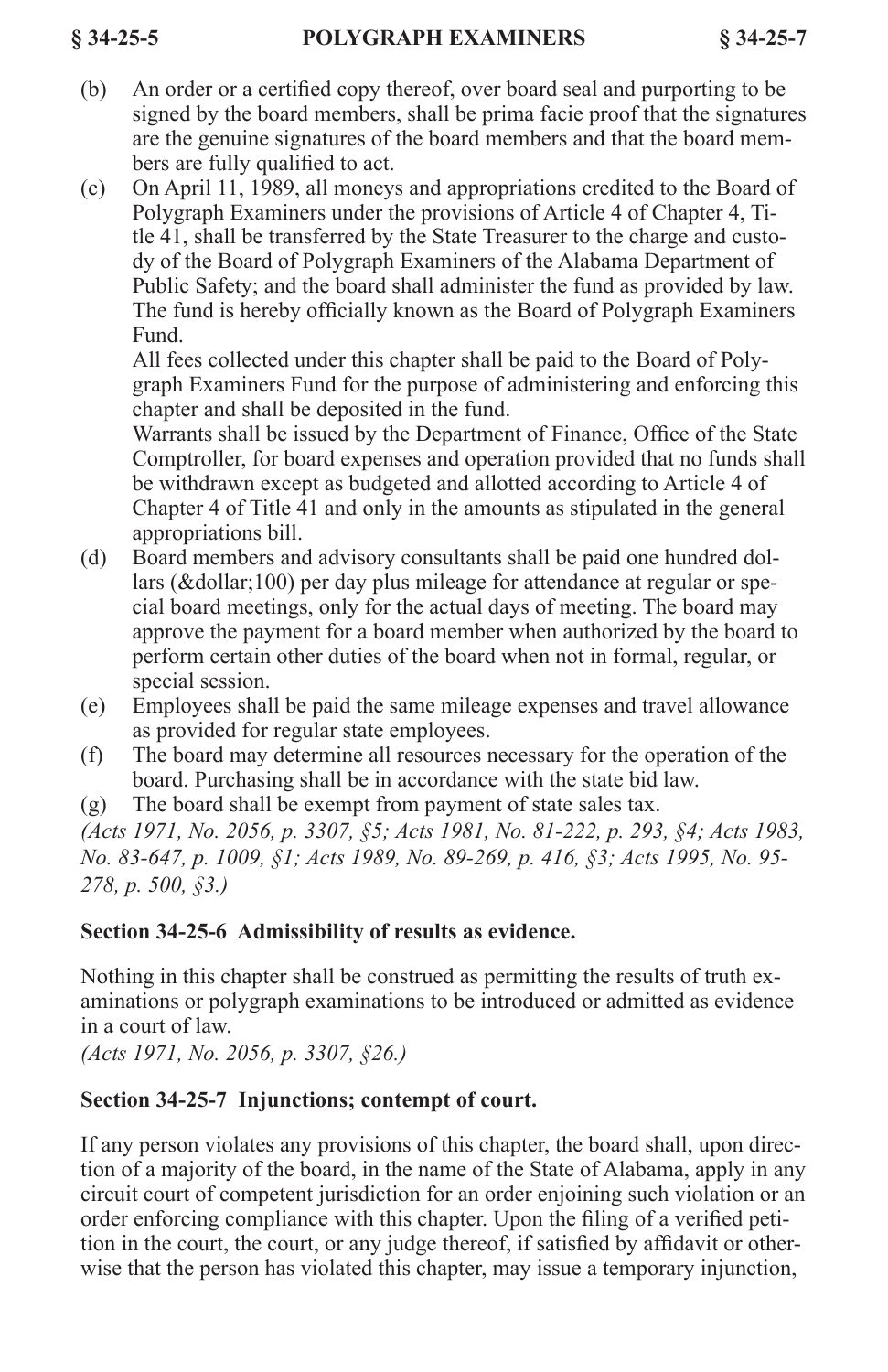(b) An order or a certified copy thereof, over board seal and purporting to be signed by the board members, shall be prima facie proof that the signatures are the genuine signatures of the board members and that the board members are fully qualified to act.

(c) On April 11, 1989, all moneys and appropriations credited to the Board of Polygraph Examiners under the provisions of Article 4 of Chapter 4, Title 41, shall be transferred by the State Treasurer to the charge and custody of the Board of Polygraph Examiners of the Alabama Department of Public Safety; and the board shall administer the fund as provided by law. The fund is hereby officially known as the Board of Polygraph Examiners Fund.

All fees collected under this chapter shall be paid to the Board of Polygraph Examiners Fund for the purpose of administering and enforcing this chapter and shall be deposited in the fund.

Warrants shall be issued by the Department of Finance, Office of the State Comptroller, for board expenses and operation provided that no funds shall be withdrawn except as budgeted and allotted according to Article 4 of Chapter 4 of Title 41 and only in the amounts as stipulated in the general appropriations bill.

(d) Board members and advisory consultants shall be paid one hundred dollars (&dollar;100) per day plus mileage for attendance at regular or special board meetings, only for the actual days of meeting. The board may approve the payment for a board member when authorized by the board to perform certain other duties of the board when not in formal, regular, or special session.

(e) Employees shall be paid the same mileage expenses and travel allowance as provided for regular state employees.

(f) The board may determine all resources necessary for the operation of the board. Purchasing shall be in accordance with the state bid law.

(g) The board shall be exempt from payment of state sales tax.

*(Acts 1971, No. 2056, p. 3307, §5; Acts 1981, No. 81-222, p. 293, §4; Acts 1983, No. 83-647, p. 1009, §1; Acts 1989, No. 89-269, p. 416, §3; Acts 1995, No. 95-278, p. 500, §3.)*

### Section 34-25-6 Admissibility of results as evidence.

Nothing in this chapter shall be construed as permitting the results of truth examinations or polygraph examinations to be introduced or admitted as evidence in a court of law.

*(Acts 1971, No. 2056, p. 3307, §26.)*

### Section 34-25-7 Injunctions; contempt of court.

If any person violates any provisions of this chapter, the board shall, upon direction of a majority of the board, in the name of the State of Alabama, apply in any circuit court of competent jurisdiction for an order enjoining such violation or an order enforcing compliance with this chapter. Upon the filing of a verified petition in the court, the court, or any judge thereof, if satisfied by affidavit or otherwise that the person has violated this chapter, may issue a temporary injunction,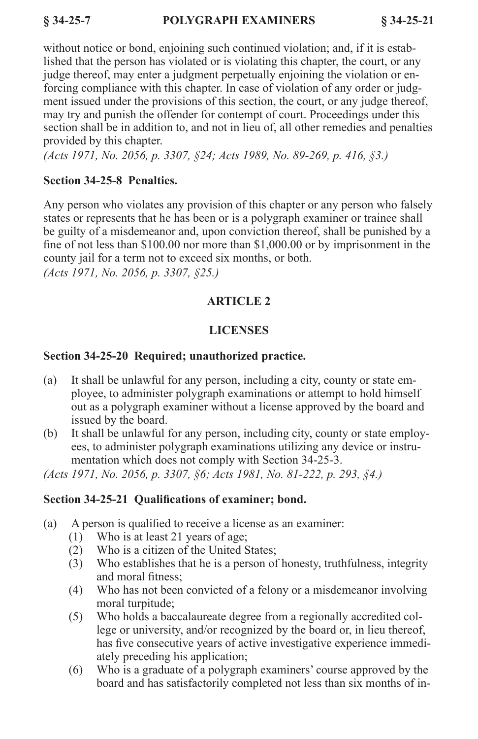without notice or bond, enjoining such continued violation; and, if it is established that the person has violated or is violating this chapter, the court, or any judge thereof, may enter a judgment perpetually enjoining the violation or enforcing compliance with this chapter. In case of violation of any order or judgment issued under the provisions of this section, the court, or any judge thereof, may try and punish the offender for contempt of court. Proceedings under this section shall be in addition to, and not in lieu of, all other remedies and penalties provided by this chapter.

*(Acts 1971, No. 2056, p. 3307, §24; Acts 1989, No. 89-269, p. 416, §3.)*

### Section 34-25-8 Penalties.

Any person who violates any provision of this chapter or any person who falsely states or represents that he has been or is a polygraph examiner or trainee shall be guilty of a misdemeanor and, upon conviction thereof, shall be punished by a fine of not less than $100.00 nor more than $1,000.00 or by imprisonment in the county jail for a term not to exceed six months, or both.

*(Acts 1971, No. 2056, p. 3307, §25.)*

## ARTICLE 2

## LICENSES

### Section 34-25-20 Required; unauthorized practice.

(a) It shall be unlawful for any person, including a city, county or state employee, to administer polygraph examinations or attempt to hold himself out as a polygraph examiner without a license approved by the board and issued by the board.

(b) It shall be unlawful for any person, including city, county or state employees, to administer polygraph examinations utilizing any device or instrumentation which does not comply with Section 34-25-3.

*(Acts 1971, No. 2056, p. 3307, §6; Acts 1981, No. 81-222, p. 293, §4.)*

### Section 34-25-21 Qualifications of examiner; bond.

(a) A person is qualified to receive a license as an examiner:
   (1) Who is at least 21 years of age;
   (2) Who is a citizen of the United States;
   (3) Who establishes that he is a person of honesty, truthfulness, integrity and moral fitness;
   (4) Who has not been convicted of a felony or a misdemeanor involving moral turpitude;
   (5) Who holds a baccalaureate degree from a regionally accredited college or university, and/or recognized by the board or, in lieu thereof, has five consecutive years of active investigative experience immediately preceding his application;
   (6) Who is a graduate of a polygraph examiners' course approved by the board and has satisfactorily completed not less than six months of in-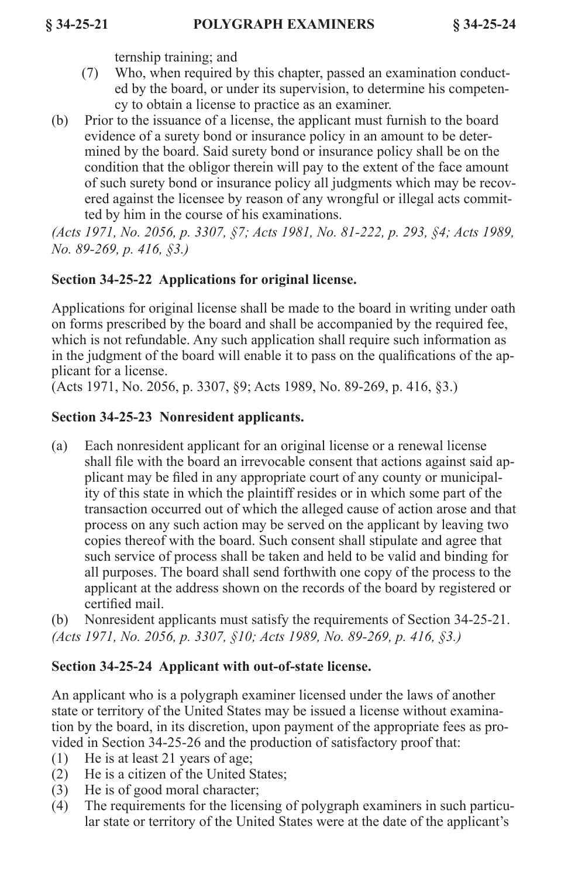ternship training; and

(7) Who, when required by this chapter, passed an examination conducted by the board, or under its supervision, to determine his competency to obtain a license to practice as an examiner.

(b) Prior to the issuance of a license, the applicant must furnish to the board evidence of a surety bond or insurance policy in an amount to be determined by the board. Said surety bond or insurance policy shall be on the condition that the obligor therein will pay to the extent of the face amount of such surety bond or insurance policy all judgments which may be recovered against the licensee by reason of any wrongful or illegal acts committed by him in the course of his examinations.

*(Acts 1971, No. 2056, p. 3307, §7; Acts 1981, No. 81-222, p. 293, §4; Acts 1989, No. 89-269, p. 416, §3.)*

### Section 34-25-22 Applications for original license.

Applications for original license shall be made to the board in writing under oath on forms prescribed by the board and shall be accompanied by the required fee, which is not refundable. Any such application shall require such information as in the judgment of the board will enable it to pass on the qualifications of the applicant for a license.

(Acts 1971, No. 2056, p. 3307, §9; Acts 1989, No. 89-269, p. 416, §3.)

### Section 34-25-23 Nonresident applicants.

(a) Each nonresident applicant for an original license or a renewal license shall file with the board an irrevocable consent that actions against said applicant may be filed in any appropriate court of any county or municipality of this state in which the plaintiff resides or in which some part of the transaction occurred out of which the alleged cause of action arose and that process on any such action may be served on the applicant by leaving two copies thereof with the board. Such consent shall stipulate and agree that such service of process shall be taken and held to be valid and binding for all purposes. The board shall send forthwith one copy of the process to the applicant at the address shown on the records of the board by registered or certified mail.

(b) Nonresident applicants must satisfy the requirements of Section 34-25-21.

*(Acts 1971, No. 2056, p. 3307, §10; Acts 1989, No. 89-269, p. 416, §3.)*

### Section 34-25-24 Applicant with out-of-state license.

An applicant who is a polygraph examiner licensed under the laws of another state or territory of the United States may be issued a license without examination by the board, in its discretion, upon payment of the appropriate fees as provided in Section 34-25-26 and the production of satisfactory proof that:

(1) He is at least 21 years of age;

(2) He is a citizen of the United States;

(3) He is of good moral character;

(4) The requirements for the licensing of polygraph examiners in such particular state or territory of the United States were at the date of the applicant's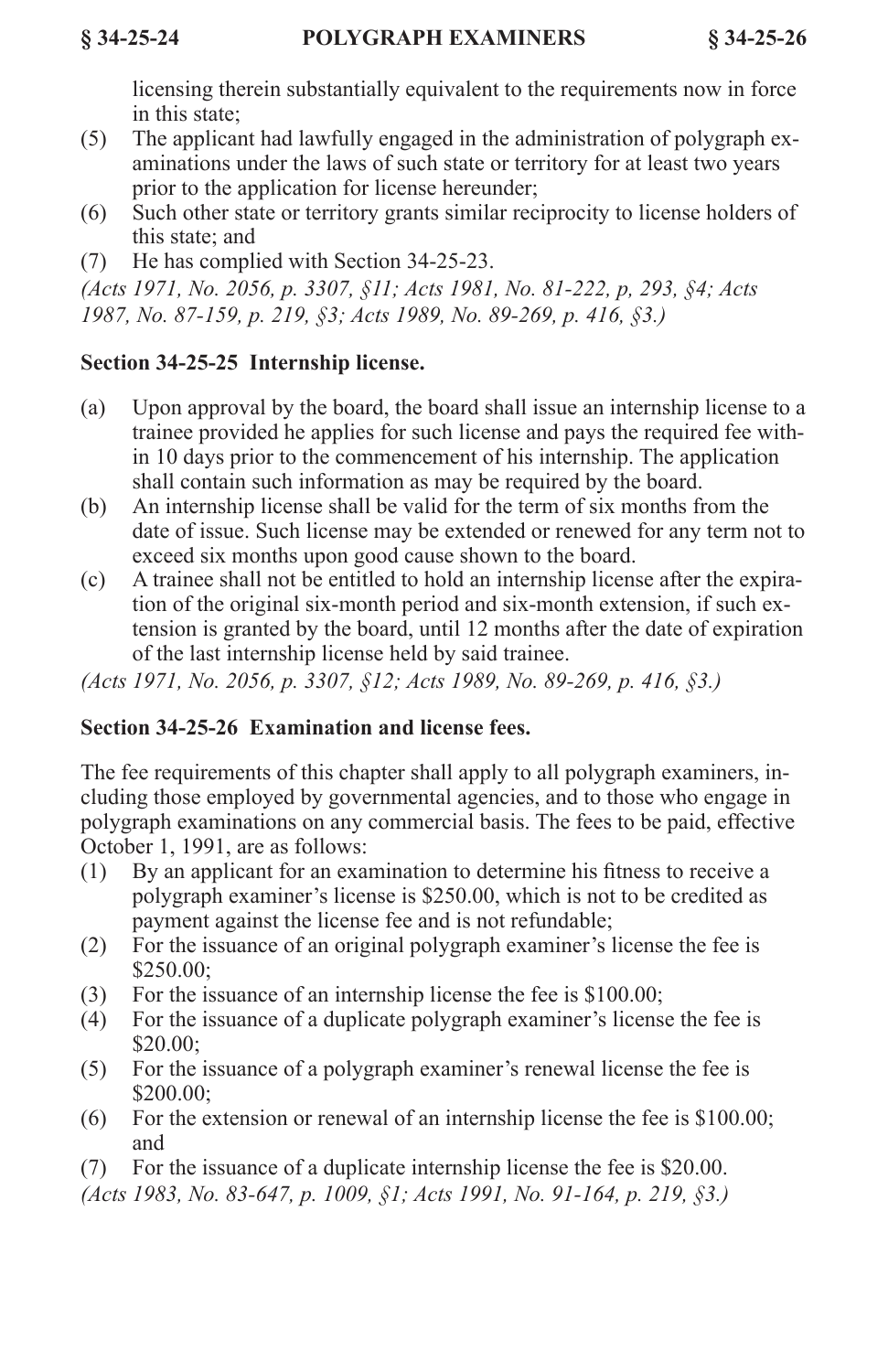licensing therein substantially equivalent to the requirements now in force in this state;

(5) The applicant had lawfully engaged in the administration of polygraph examinations under the laws of such state or territory for at least two years prior to the application for license hereunder;

(6) Such other state or territory grants similar reciprocity to license holders of this state; and

(7) He has complied with Section 34-25-23.

*(Acts 1971, No. 2056, p. 3307, §11; Acts 1981, No. 81-222, p, 293, §4; Acts 1987, No. 87-159, p. 219, §3; Acts 1989, No. 89-269, p. 416, §3.)*

### Section 34-25-25 Internship license.

(a) Upon approval by the board, the board shall issue an internship license to a trainee provided he applies for such license and pays the required fee within 10 days prior to the commencement of his internship. The application shall contain such information as may be required by the board.

(b) An internship license shall be valid for the term of six months from the date of issue. Such license may be extended or renewed for any term not to exceed six months upon good cause shown to the board.

(c) A trainee shall not be entitled to hold an internship license after the expiration of the original six-month period and six-month extension, if such extension is granted by the board, until 12 months after the date of expiration of the last internship license held by said trainee.

*(Acts 1971, No. 2056, p. 3307, §12; Acts 1989, No. 89-269, p. 416, §3.)*

### Section 34-25-26 Examination and license fees.

The fee requirements of this chapter shall apply to all polygraph examiners, including those employed by governmental agencies, and to those who engage in polygraph examinations on any commercial basis. The fees to be paid, effective October 1, 1991, are as follows:

(1) By an applicant for an examination to determine his fitness to receive a polygraph examiner's license is $250.00, which is not to be credited as payment against the license fee and is not refundable;

(2) For the issuance of an original polygraph examiner's license the fee is $250.00;

(3) For the issuance of an internship license the fee is $100.00;

(4) For the issuance of a duplicate polygraph examiner's license the fee is $20.00;

(5) For the issuance of a polygraph examiner's renewal license the fee is $200.00;

(6) For the extension or renewal of an internship license the fee is $100.00; and

(7) For the issuance of a duplicate internship license the fee is $20.00.

*(Acts 1983, No. 83-647, p. 1009, §1; Acts 1991, No. 91-164, p. 219, §3.)*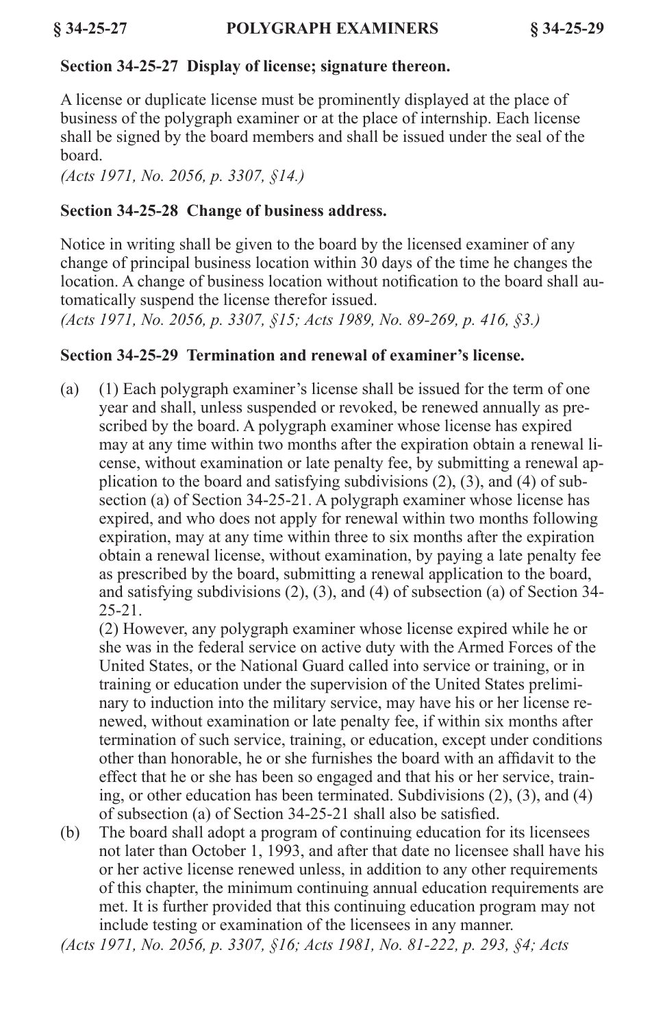### Section 34-25-27 Display of license; signature thereon.

A license or duplicate license must be prominently displayed at the place of business of the polygraph examiner or at the place of internship. Each license shall be signed by the board members and shall be issued under the seal of the board.

*(Acts 1971, No. 2056, p. 3307, §14.)*

### Section 34-25-28 Change of business address.

Notice in writing shall be given to the board by the licensed examiner of any change of principal business location within 30 days of the time he changes the location. A change of business location without notification to the board shall automatically suspend the license therefor issued.

*(Acts 1971, No. 2056, p. 3307, §15; Acts 1989, No. 89-269, p. 416, §3.)*

### Section 34-25-29 Termination and renewal of examiner's license.

(a) (1) Each polygraph examiner's license shall be issued for the term of one year and shall, unless suspended or revoked, be renewed annually as prescribed by the board. A polygraph examiner whose license has expired may at any time within two months after the expiration obtain a renewal license, without examination or late penalty fee, by submitting a renewal application to the board and satisfying subdivisions (2), (3), and (4) of subsection (a) of Section 34-25-21. A polygraph examiner whose license has expired, and who does not apply for renewal within two months following expiration, may at any time within three to six months after the expiration obtain a renewal license, without examination, by paying a late penalty fee as prescribed by the board, submitting a renewal application to the board, and satisfying subdivisions (2), (3), and (4) of subsection (a) of Section 34-25-21.

(2) However, any polygraph examiner whose license expired while he or she was in the federal service on active duty with the Armed Forces of the United States, or the National Guard called into service or training, or in training or education under the supervision of the United States preliminary to induction into the military service, may have his or her license renewed, without examination or late penalty fee, if within six months after termination of such service, training, or education, except under conditions other than honorable, he or she furnishes the board with an affidavit to the effect that he or she has been so engaged and that his or her service, training, or other education has been terminated. Subdivisions (2), (3), and (4) of subsection (a) of Section 34-25-21 shall also be satisfied.

(b) The board shall adopt a program of continuing education for its licensees not later than October 1, 1993, and after that date no licensee shall have his or her active license renewed unless, in addition to any other requirements of this chapter, the minimum continuing annual education requirements are met. It is further provided that this continuing education program may not include testing or examination of the licensees in any manner.

*(Acts 1971, No. 2056, p. 3307, §16; Acts 1981, No. 81-222, p. 293, §4; Acts*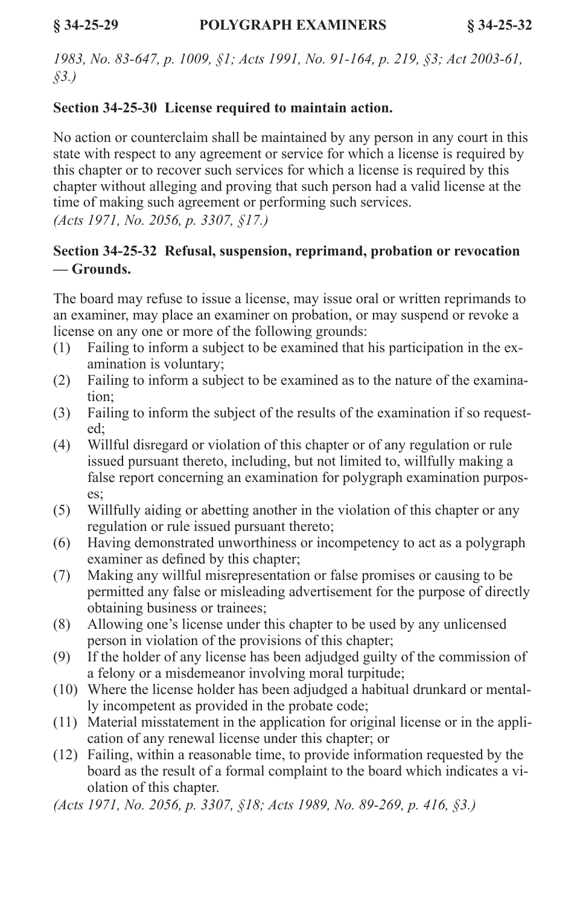*1983, No. 83-647, p. 1009, §1; Acts 1991, No. 91-164, p. 219, §3; Act 2003-61, §3.)*

### Section 34-25-30 License required to maintain action.

No action or counterclaim shall be maintained by any person in any court in this state with respect to any agreement or service for which a license is required by this chapter or to recover such services for which a license is required by this chapter without alleging and proving that such person had a valid license at the time of making such agreement or performing such services.

*(Acts 1971, No. 2056, p. 3307, §17.)*

### Section 34-25-32 Refusal, suspension, reprimand, probation or revocation — Grounds.

The board may refuse to issue a license, may issue oral or written reprimands to an examiner, may place an examiner on probation, or may suspend or revoke a license on any one or more of the following grounds:

(1) Failing to inform a subject to be examined that his participation in the examination is voluntary;

(2) Failing to inform a subject to be examined as to the nature of the examination;

(3) Failing to inform the subject of the results of the examination if so requested;

(4) Willful disregard or violation of this chapter or of any regulation or rule issued pursuant thereto, including, but not limited to, willfully making a false report concerning an examination for polygraph examination purposes;

(5) Willfully aiding or abetting another in the violation of this chapter or any regulation or rule issued pursuant thereto;

(6) Having demonstrated unworthiness or incompetency to act as a polygraph examiner as defined by this chapter;

(7) Making any willful misrepresentation or false promises or causing to be permitted any false or misleading advertisement for the purpose of directly obtaining business or trainees;

(8) Allowing one's license under this chapter to be used by any unlicensed person in violation of the provisions of this chapter;

(9) If the holder of any license has been adjudged guilty of the commission of a felony or a misdemeanor involving moral turpitude;

(10) Where the license holder has been adjudged a habitual drunkard or mentally incompetent as provided in the probate code;

(11) Material misstatement in the application for original license or in the application of any renewal license under this chapter; or

(12) Failing, within a reasonable time, to provide information requested by the board as the result of a formal complaint to the board which indicates a violation of this chapter.

*(Acts 1971, No. 2056, p. 3307, §18; Acts 1989, No. 89-269, p. 416, §3.)*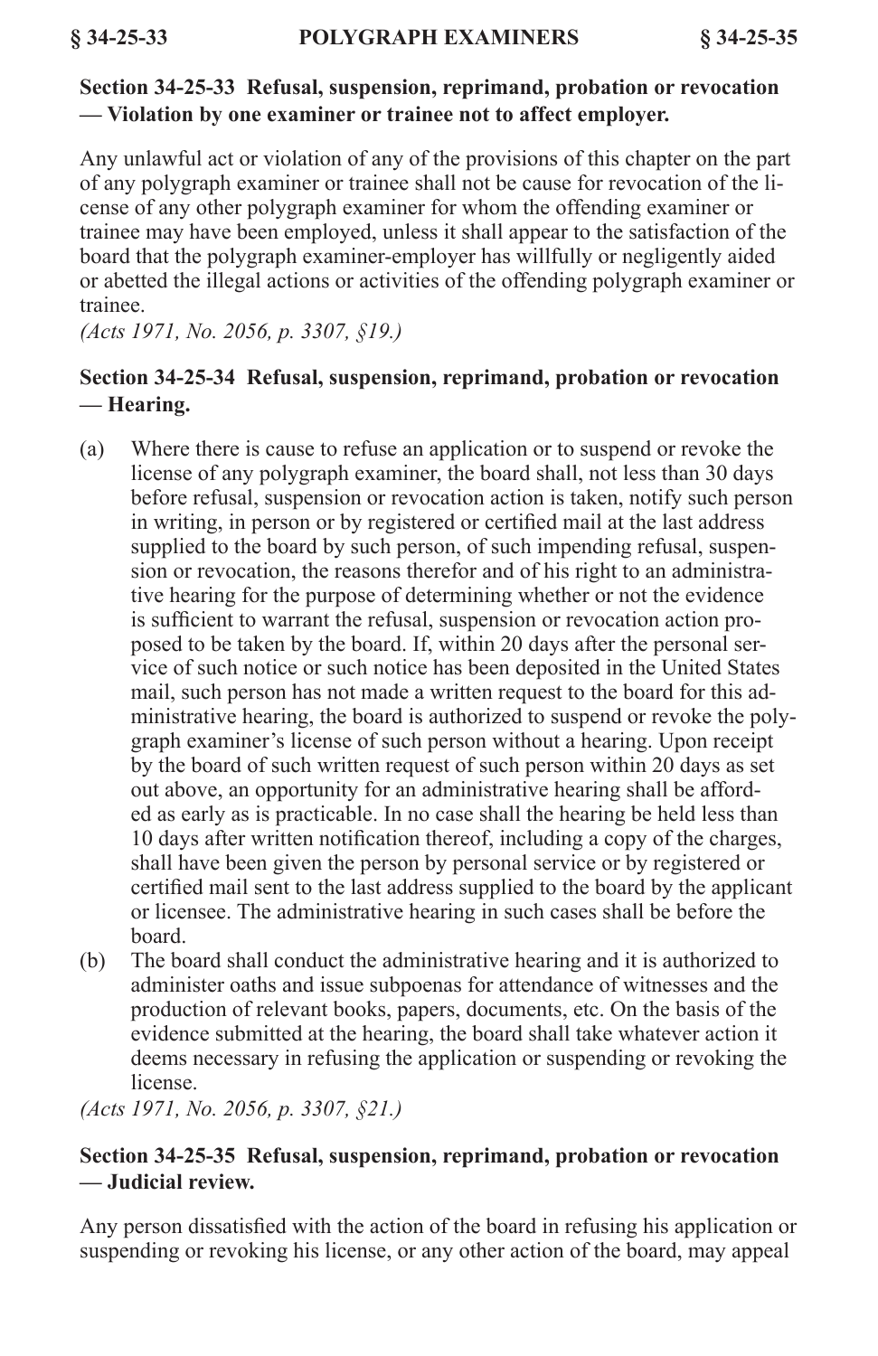### Section 34-25-33 Refusal, suspension, reprimand, probation or revocation — Violation by one examiner or trainee not to affect employer.

Any unlawful act or violation of any of the provisions of this chapter on the part of any polygraph examiner or trainee shall not be cause for revocation of the license of any other polygraph examiner for whom the offending examiner or trainee may have been employed, unless it shall appear to the satisfaction of the board that the polygraph examiner-employer has willfully or negligently aided or abetted the illegal actions or activities of the offending polygraph examiner or trainee.

*(Acts 1971, No. 2056, p. 3307, §19.)*

### Section 34-25-34 Refusal, suspension, reprimand, probation or revocation — Hearing.

(a) Where there is cause to refuse an application or to suspend or revoke the license of any polygraph examiner, the board shall, not less than 30 days before refusal, suspension or revocation action is taken, notify such person in writing, in person or by registered or certified mail at the last address supplied to the board by such person, of such impending refusal, suspension or revocation, the reasons therefor and of his right to an administrative hearing for the purpose of determining whether or not the evidence is sufficient to warrant the refusal, suspension or revocation action proposed to be taken by the board. If, within 20 days after the personal service of such notice or such notice has been deposited in the United States mail, such person has not made a written request to the board for this administrative hearing, the board is authorized to suspend or revoke the polygraph examiner's license of such person without a hearing. Upon receipt by the board of such written request of such person within 20 days as set out above, an opportunity for an administrative hearing shall be afforded as early as is practicable. In no case shall the hearing be held less than 10 days after written notification thereof, including a copy of the charges, shall have been given the person by personal service or by registered or certified mail sent to the last address supplied to the board by the applicant or licensee. The administrative hearing in such cases shall be before the board.

(b) The board shall conduct the administrative hearing and it is authorized to administer oaths and issue subpoenas for attendance of witnesses and the production of relevant books, papers, documents, etc. On the basis of the evidence submitted at the hearing, the board shall take whatever action it deems necessary in refusing the application or suspending or revoking the license.

*(Acts 1971, No. 2056, p. 3307, §21.)*

### Section 34-25-35 Refusal, suspension, reprimand, probation or revocation — Judicial review.

Any person dissatisfied with the action of the board in refusing his application or suspending or revoking his license, or any other action of the board, may appeal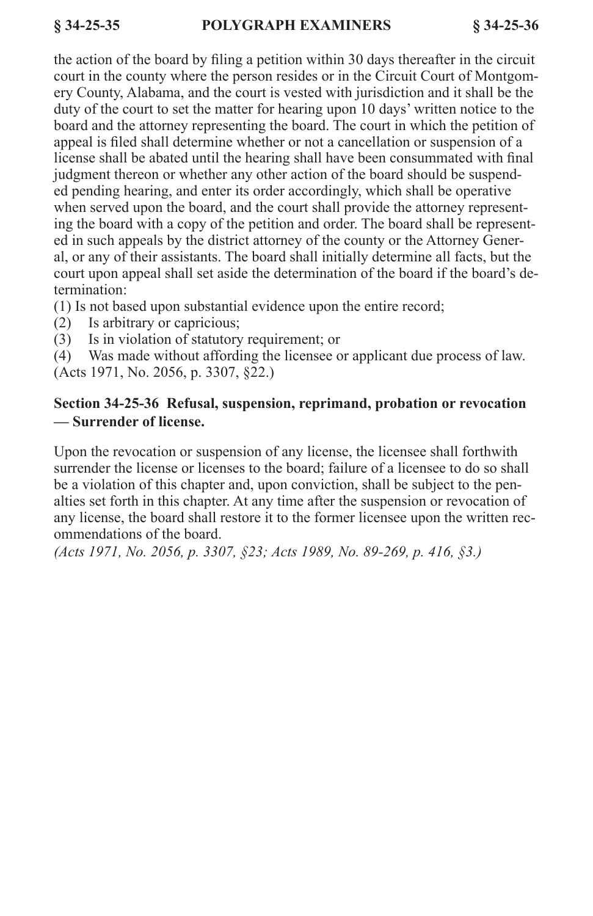the action of the board by filing a petition within 30 days thereafter in the circuit court in the county where the person resides or in the Circuit Court of Montgomery County, Alabama, and the court is vested with jurisdiction and it shall be the duty of the court to set the matter for hearing upon 10 days' written notice to the board and the attorney representing the board. The court in which the petition of appeal is filed shall determine whether or not a cancellation or suspension of a license shall be abated until the hearing shall have been consummated with final judgment thereon or whether any other action of the board should be suspended pending hearing, and enter its order accordingly, which shall be operative when served upon the board, and the court shall provide the attorney representing the board with a copy of the petition and order. The board shall be represented in such appeals by the district attorney of the county or the Attorney General, or any of their assistants. The board shall initially determine all facts, but the court upon appeal shall set aside the determination of the board if the board's determination:

(1) Is not based upon substantial evidence upon the entire record;
(2) Is arbitrary or capricious;
(3) Is in violation of statutory requirement; or
(4) Was made without affording the licensee or applicant due process of law.

(Acts 1971, No. 2056, p. 3307, §22.)

### Section 34-25-36 Refusal, suspension, reprimand, probation or revocation — Surrender of license.

Upon the revocation or suspension of any license, the licensee shall forthwith surrender the license or licenses to the board; failure of a licensee to do so shall be a violation of this chapter and, upon conviction, shall be subject to the penalties set forth in this chapter. At any time after the suspension or revocation of any license, the board shall restore it to the former licensee upon the written recommendations of the board.

*(Acts 1971, No. 2056, p. 3307, §23; Acts 1989, No. 89-269, p. 416, §3.)*